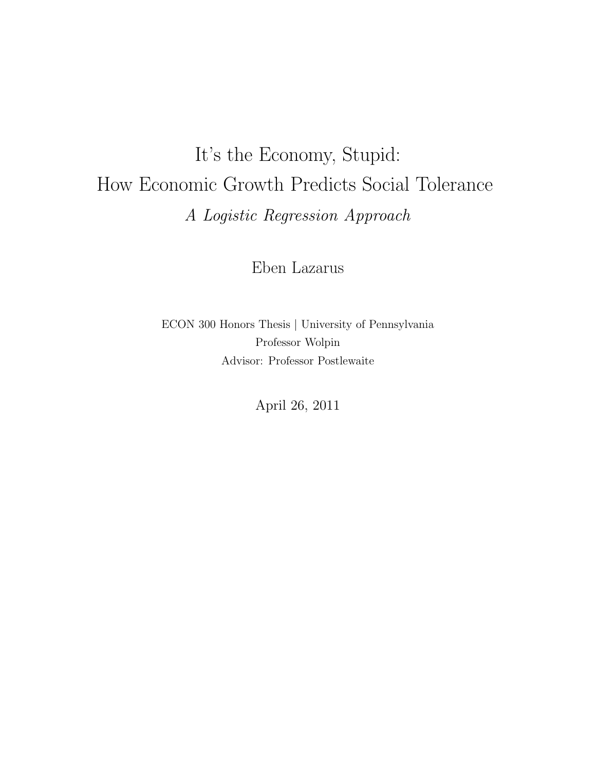# It's the Economy, Stupid:
# How Economic Growth Predicts Social Tolerance

*A Logistic Regression Approach*

Eben Lazarus

ECON 300 Honors Thesis | University of Pennsylvania

Professor Wolpin

Advisor: Professor Postlewaite

April 26, 2011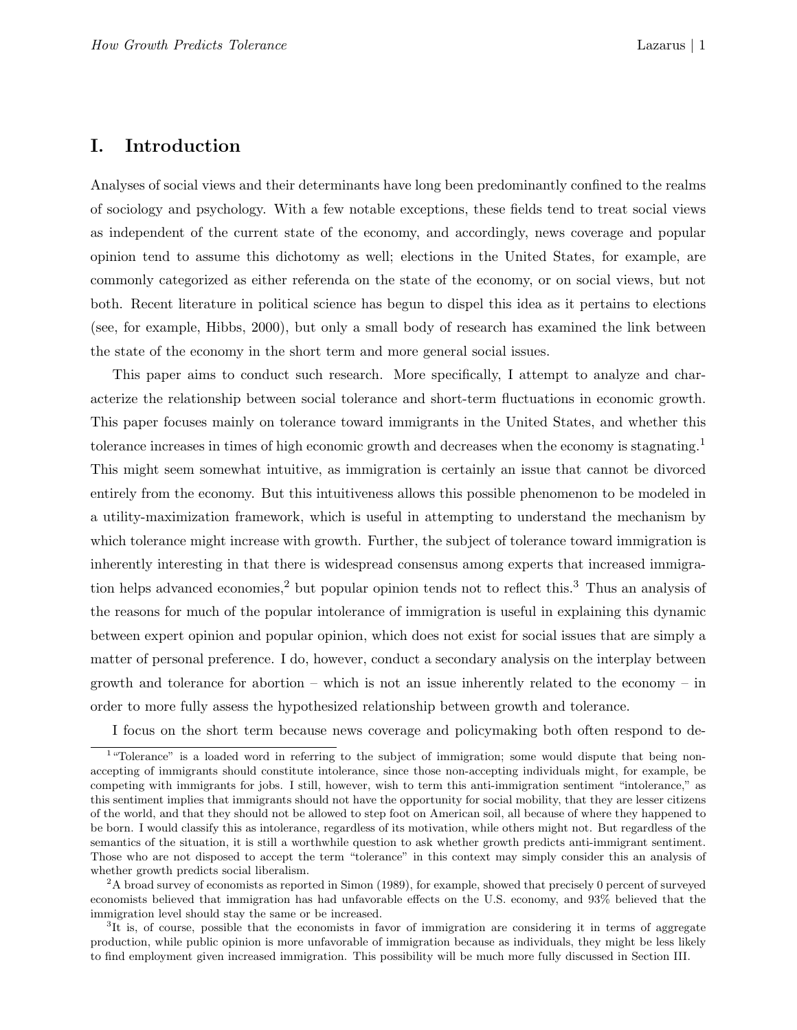## I. Introduction

Analyses of social views and their determinants have long been predominantly confined to the realms of sociology and psychology. With a few notable exceptions, these fields tend to treat social views as independent of the current state of the economy, and accordingly, news coverage and popular opinion tend to assume this dichotomy as well; elections in the United States, for example, are commonly categorized as either referenda on the state of the economy, or on social views, but not both. Recent literature in political science has begun to dispel this idea as it pertains to elections (see, for example, Hibbs, 2000), but only a small body of research has examined the link between the state of the economy in the short term and more general social issues.

This paper aims to conduct such research. More specifically, I attempt to analyze and characterize the relationship between social tolerance and short-term fluctuations in economic growth. This paper focuses mainly on tolerance toward immigrants in the United States, and whether this tolerance increases in times of high economic growth and decreases when the economy is stagnating.[1] This might seem somewhat intuitive, as immigration is certainly an issue that cannot be divorced entirely from the economy. But this intuitiveness allows this possible phenomenon to be modeled in a utility-maximization framework, which is useful in attempting to understand the mechanism by which tolerance might increase with growth. Further, the subject of tolerance toward immigration is inherently interesting in that there is widespread consensus among experts that increased immigration helps advanced economies,[2] but popular opinion tends not to reflect this.[3] Thus an analysis of the reasons for much of the popular intolerance of immigration is useful in explaining this dynamic between expert opinion and popular opinion, which does not exist for social issues that are simply a matter of personal preference. I do, however, conduct a secondary analysis on the interplay between growth and tolerance for abortion – which is not an issue inherently related to the economy – in order to more fully assess the hypothesized relationship between growth and tolerance.

I focus on the short term because news coverage and policymaking both often respond to de-

[1] "Tolerance" is a loaded word in referring to the subject of immigration; some would dispute that being non-accepting of immigrants should constitute intolerance, since those non-accepting individuals might, for example, be competing with immigrants for jobs. I still, however, wish to term this anti-immigration sentiment "intolerance," as this sentiment implies that immigrants should not have the opportunity for social mobility, that they are lesser citizens of the world, and that they should not be allowed to step foot on American soil, all because of where they happened to be born. I would classify this as intolerance, regardless of its motivation, while others might not. But regardless of the semantics of the situation, it is still a worthwhile question to ask whether growth predicts anti-immigrant sentiment. Those who are not disposed to accept the term "tolerance" in this context may simply consider this an analysis of whether growth predicts social liberalism.

[2] A broad survey of economists as reported in Simon (1989), for example, showed that precisely 0 percent of surveyed economists believed that immigration has had unfavorable effects on the U.S. economy, and 93% believed that the immigration level should stay the same or be increased.

[3] It is, of course, possible that the economists in favor of immigration are considering it in terms of aggregate production, while public opinion is more unfavorable of immigration because as individuals, they might be less likely to find employment given increased immigration. This possibility will be much more fully discussed in Section III.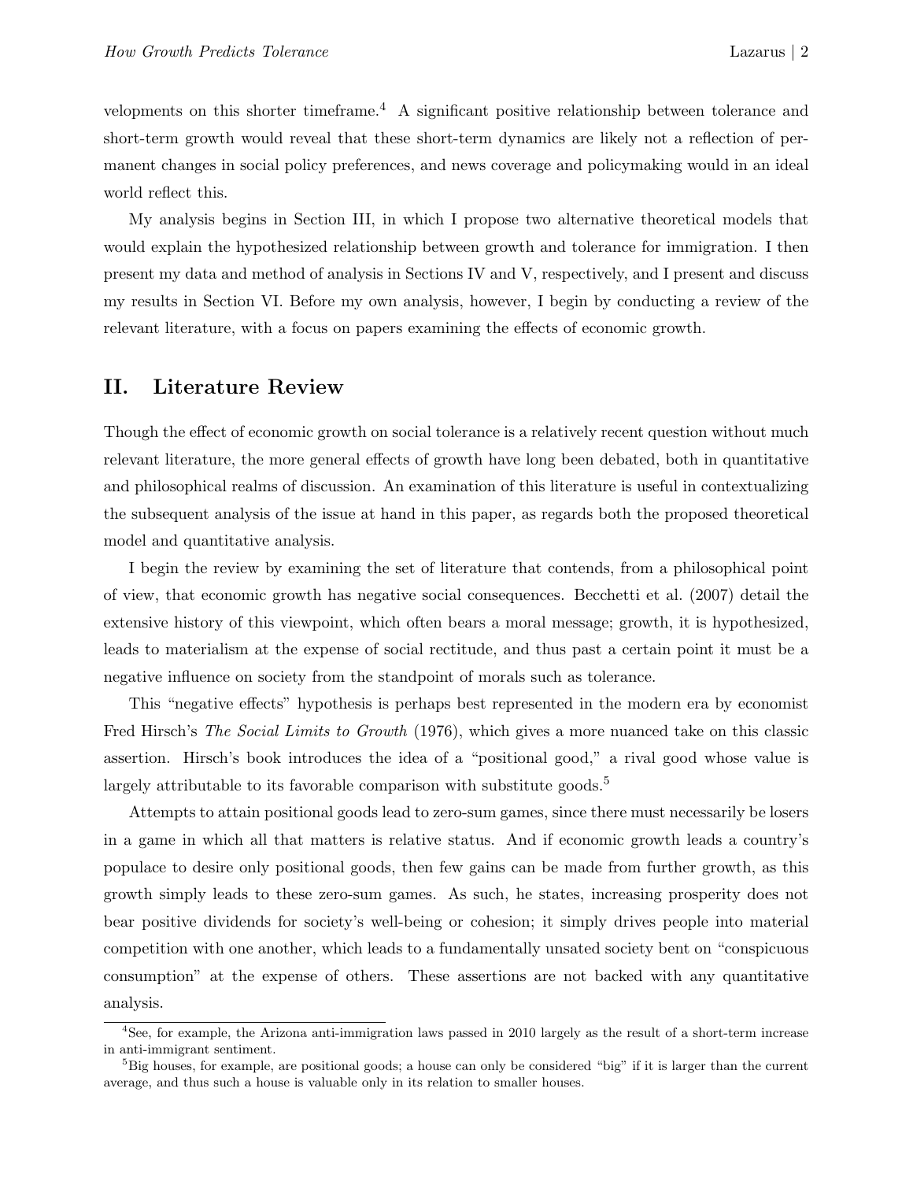velopments on this shorter timeframe.[4] A significant positive relationship between tolerance and short-term growth would reveal that these short-term dynamics are likely not a reflection of permanent changes in social policy preferences, and news coverage and policymaking would in an ideal world reflect this.

My analysis begins in Section III, in which I propose two alternative theoretical models that would explain the hypothesized relationship between growth and tolerance for immigration. I then present my data and method of analysis in Sections IV and V, respectively, and I present and discuss my results in Section VI. Before my own analysis, however, I begin by conducting a review of the relevant literature, with a focus on papers examining the effects of economic growth.

## II. Literature Review

Though the effect of economic growth on social tolerance is a relatively recent question without much relevant literature, the more general effects of growth have long been debated, both in quantitative and philosophical realms of discussion. An examination of this literature is useful in contextualizing the subsequent analysis of the issue at hand in this paper, as regards both the proposed theoretical model and quantitative analysis.

I begin the review by examining the set of literature that contends, from a philosophical point of view, that economic growth has negative social consequences. Becchetti et al. (2007) detail the extensive history of this viewpoint, which often bears a moral message; growth, it is hypothesized, leads to materialism at the expense of social rectitude, and thus past a certain point it must be a negative influence on society from the standpoint of morals such as tolerance.

This "negative effects" hypothesis is perhaps best represented in the modern era by economist Fred Hirsch's *The Social Limits to Growth* (1976), which gives a more nuanced take on this classic assertion. Hirsch's book introduces the idea of a "positional good," a rival good whose value is largely attributable to its favorable comparison with substitute goods.[5]

Attempts to attain positional goods lead to zero-sum games, since there must necessarily be losers in a game in which all that matters is relative status. And if economic growth leads a country's populace to desire only positional goods, then few gains can be made from further growth, as this growth simply leads to these zero-sum games. As such, he states, increasing prosperity does not bear positive dividends for society's well-being or cohesion; it simply drives people into material competition with one another, which leads to a fundamentally unsated society bent on "conspicuous consumption" at the expense of others. These assertions are not backed with any quantitative analysis.

[4] See, for example, the Arizona anti-immigration laws passed in 2010 largely as the result of a short-term increase in anti-immigrant sentiment.

[5] Big houses, for example, are positional goods; a house can only be considered "big" if it is larger than the current average, and thus such a house is valuable only in its relation to smaller houses.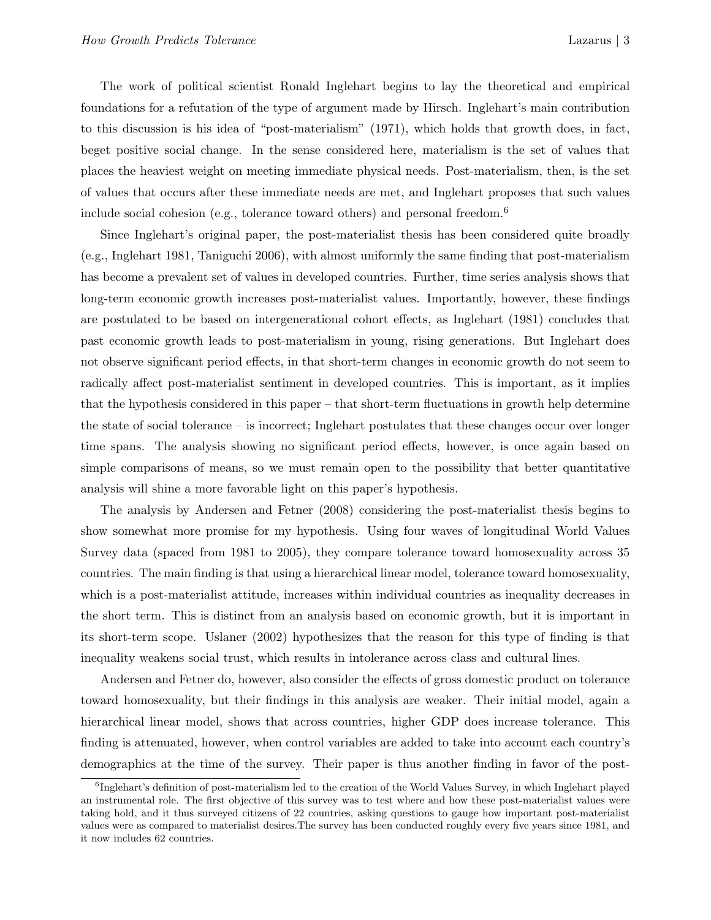The work of political scientist Ronald Inglehart begins to lay the theoretical and empirical foundations for a refutation of the type of argument made by Hirsch. Inglehart's main contribution to this discussion is his idea of "post-materialism" (1971), which holds that growth does, in fact, beget positive social change. In the sense considered here, materialism is the set of values that places the heaviest weight on meeting immediate physical needs. Post-materialism, then, is the set of values that occurs after these immediate needs are met, and Inglehart proposes that such values include social cohesion (e.g., tolerance toward others) and personal freedom.[6]

Since Inglehart's original paper, the post-materialist thesis has been considered quite broadly (e.g., Inglehart 1981, Taniguchi 2006), with almost uniformly the same finding that post-materialism has become a prevalent set of values in developed countries. Further, time series analysis shows that long-term economic growth increases post-materialist values. Importantly, however, these findings are postulated to be based on intergenerational cohort effects, as Inglehart (1981) concludes that past economic growth leads to post-materialism in young, rising generations. But Inglehart does not observe significant period effects, in that short-term changes in economic growth do not seem to radically affect post-materialist sentiment in developed countries. This is important, as it implies that the hypothesis considered in this paper – that short-term fluctuations in growth help determine the state of social tolerance – is incorrect; Inglehart postulates that these changes occur over longer time spans. The analysis showing no significant period effects, however, is once again based on simple comparisons of means, so we must remain open to the possibility that better quantitative analysis will shine a more favorable light on this paper's hypothesis.

The analysis by Andersen and Fetner (2008) considering the post-materialist thesis begins to show somewhat more promise for my hypothesis. Using four waves of longitudinal World Values Survey data (spaced from 1981 to 2005), they compare tolerance toward homosexuality across 35 countries. The main finding is that using a hierarchical linear model, tolerance toward homosexuality, which is a post-materialist attitude, increases within individual countries as inequality decreases in the short term. This is distinct from an analysis based on economic growth, but it is important in its short-term scope. Uslaner (2002) hypothesizes that the reason for this type of finding is that inequality weakens social trust, which results in intolerance across class and cultural lines.

Andersen and Fetner do, however, also consider the effects of gross domestic product on tolerance toward homosexuality, but their findings in this analysis are weaker. Their initial model, again a hierarchical linear model, shows that across countries, higher GDP does increase tolerance. This finding is attenuated, however, when control variables are added to take into account each country's demographics at the time of the survey. Their paper is thus another finding in favor of the post-

[6] Inglehart's definition of post-materialism led to the creation of the World Values Survey, in which Inglehart played an instrumental role. The first objective of this survey was to test where and how these post-materialist values were taking hold, and it thus surveyed citizens of 22 countries, asking questions to gauge how important post-materialist values were as compared to materialist desires.The survey has been conducted roughly every five years since 1981, and it now includes 62 countries.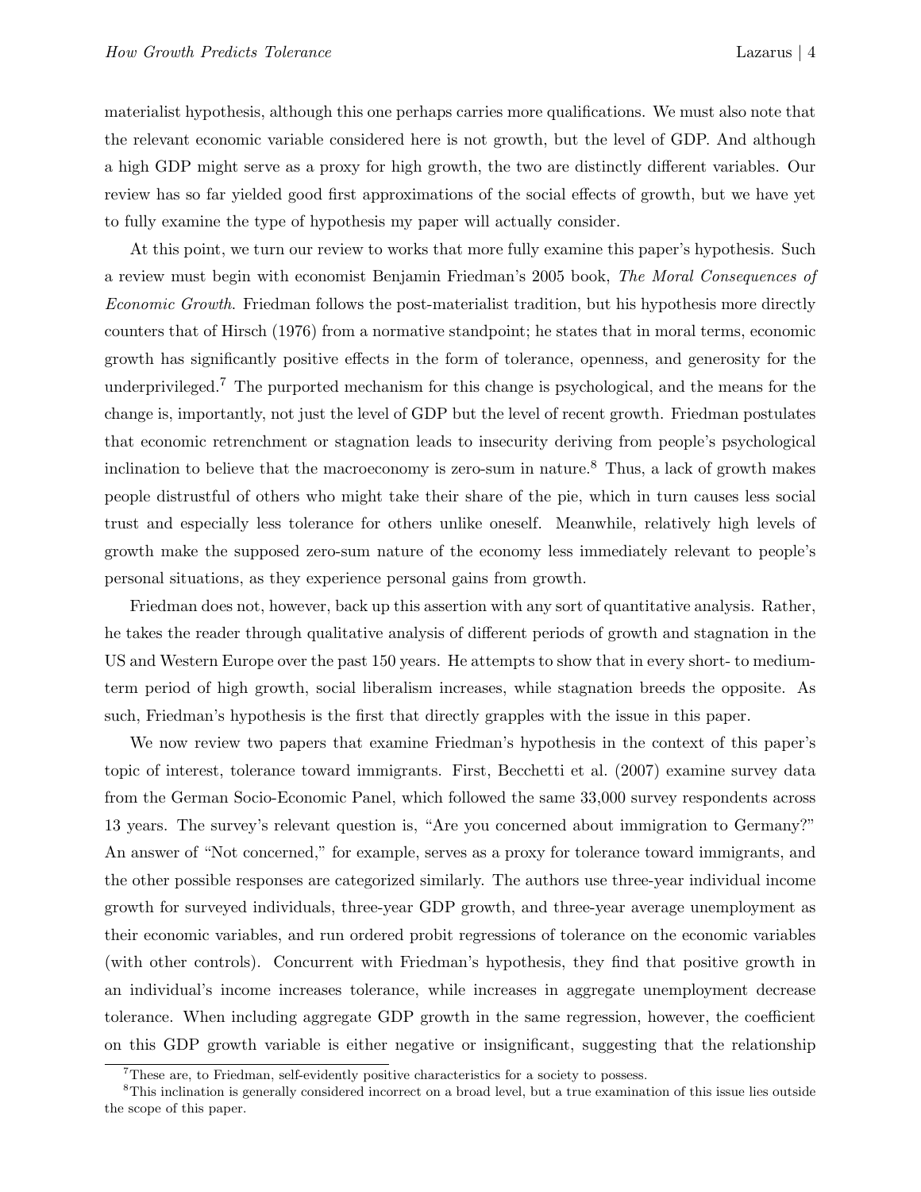materialist hypothesis, although this one perhaps carries more qualifications. We must also note that the relevant economic variable considered here is not growth, but the level of GDP. And although a high GDP might serve as a proxy for high growth, the two are distinctly different variables. Our review has so far yielded good first approximations of the social effects of growth, but we have yet to fully examine the type of hypothesis my paper will actually consider.

At this point, we turn our review to works that more fully examine this paper's hypothesis. Such a review must begin with economist Benjamin Friedman's 2005 book, *The Moral Consequences of Economic Growth*. Friedman follows the post-materialist tradition, but his hypothesis more directly counters that of Hirsch (1976) from a normative standpoint; he states that in moral terms, economic growth has significantly positive effects in the form of tolerance, openness, and generosity for the underprivileged.[7] The purported mechanism for this change is psychological, and the means for the change is, importantly, not just the level of GDP but the level of recent growth. Friedman postulates that economic retrenchment or stagnation leads to insecurity deriving from people's psychological inclination to believe that the macroeconomy is zero-sum in nature.[8] Thus, a lack of growth makes people distrustful of others who might take their share of the pie, which in turn causes less social trust and especially less tolerance for others unlike oneself. Meanwhile, relatively high levels of growth make the supposed zero-sum nature of the economy less immediately relevant to people's personal situations, as they experience personal gains from growth.

Friedman does not, however, back up this assertion with any sort of quantitative analysis. Rather, he takes the reader through qualitative analysis of different periods of growth and stagnation in the US and Western Europe over the past 150 years. He attempts to show that in every short- to medium-term period of high growth, social liberalism increases, while stagnation breeds the opposite. As such, Friedman's hypothesis is the first that directly grapples with the issue in this paper.

We now review two papers that examine Friedman's hypothesis in the context of this paper's topic of interest, tolerance toward immigrants. First, Becchetti et al. (2007) examine survey data from the German Socio-Economic Panel, which followed the same 33,000 survey respondents across 13 years. The survey's relevant question is, "Are you concerned about immigration to Germany?" An answer of "Not concerned," for example, serves as a proxy for tolerance toward immigrants, and the other possible responses are categorized similarly. The authors use three-year individual income growth for surveyed individuals, three-year GDP growth, and three-year average unemployment as their economic variables, and run ordered probit regressions of tolerance on the economic variables (with other controls). Concurrent with Friedman's hypothesis, they find that positive growth in an individual's income increases tolerance, while increases in aggregate unemployment decrease tolerance. When including aggregate GDP growth in the same regression, however, the coefficient on this GDP growth variable is either negative or insignificant, suggesting that the relationship

[7] These are, to Friedman, self-evidently positive characteristics for a society to possess.

[8] This inclination is generally considered incorrect on a broad level, but a true examination of this issue lies outside the scope of this paper.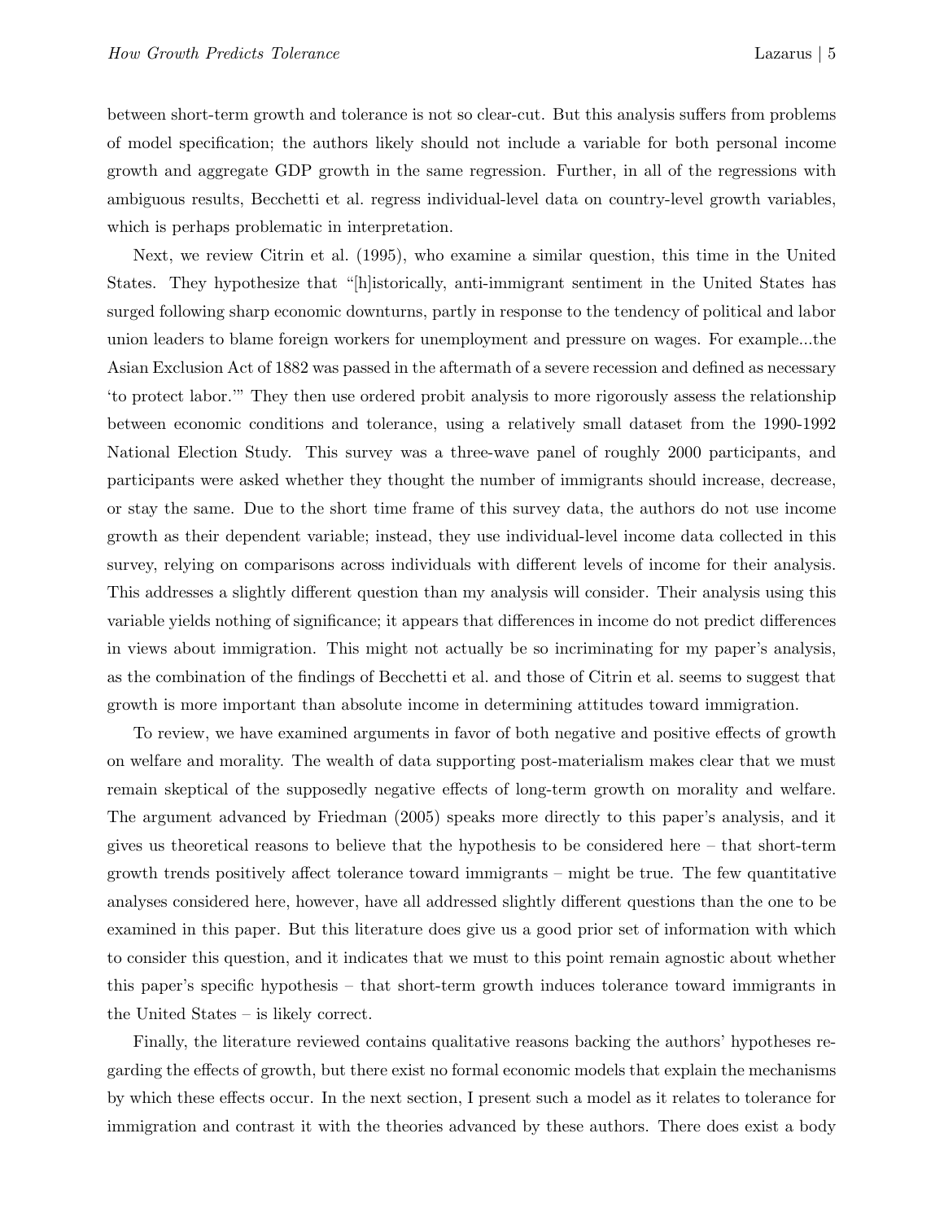between short-term growth and tolerance is not so clear-cut. But this analysis suffers from problems of model specification; the authors likely should not include a variable for both personal income growth and aggregate GDP growth in the same regression. Further, in all of the regressions with ambiguous results, Becchetti et al. regress individual-level data on country-level growth variables, which is perhaps problematic in interpretation.

Next, we review Citrin et al. (1995), who examine a similar question, this time in the United States. They hypothesize that "[h]istorically, anti-immigrant sentiment in the United States has surged following sharp economic downturns, partly in response to the tendency of political and labor union leaders to blame foreign workers for unemployment and pressure on wages. For example...the Asian Exclusion Act of 1882 was passed in the aftermath of a severe recession and defined as necessary 'to protect labor.'" They then use ordered probit analysis to more rigorously assess the relationship between economic conditions and tolerance, using a relatively small dataset from the 1990-1992 National Election Study. This survey was a three-wave panel of roughly 2000 participants, and participants were asked whether they thought the number of immigrants should increase, decrease, or stay the same. Due to the short time frame of this survey data, the authors do not use income growth as their dependent variable; instead, they use individual-level income data collected in this survey, relying on comparisons across individuals with different levels of income for their analysis. This addresses a slightly different question than my analysis will consider. Their analysis using this variable yields nothing of significance; it appears that differences in income do not predict differences in views about immigration. This might not actually be so incriminating for my paper's analysis, as the combination of the findings of Becchetti et al. and those of Citrin et al. seems to suggest that growth is more important than absolute income in determining attitudes toward immigration.

To review, we have examined arguments in favor of both negative and positive effects of growth on welfare and morality. The wealth of data supporting post-materialism makes clear that we must remain skeptical of the supposedly negative effects of long-term growth on morality and welfare. The argument advanced by Friedman (2005) speaks more directly to this paper's analysis, and it gives us theoretical reasons to believe that the hypothesis to be considered here – that short-term growth trends positively affect tolerance toward immigrants – might be true. The few quantitative analyses considered here, however, have all addressed slightly different questions than the one to be examined in this paper. But this literature does give us a good prior set of information with which to consider this question, and it indicates that we must to this point remain agnostic about whether this paper's specific hypothesis – that short-term growth induces tolerance toward immigrants in the United States – is likely correct.

Finally, the literature reviewed contains qualitative reasons backing the authors' hypotheses regarding the effects of growth, but there exist no formal economic models that explain the mechanisms by which these effects occur. In the next section, I present such a model as it relates to tolerance for immigration and contrast it with the theories advanced by these authors. There does exist a body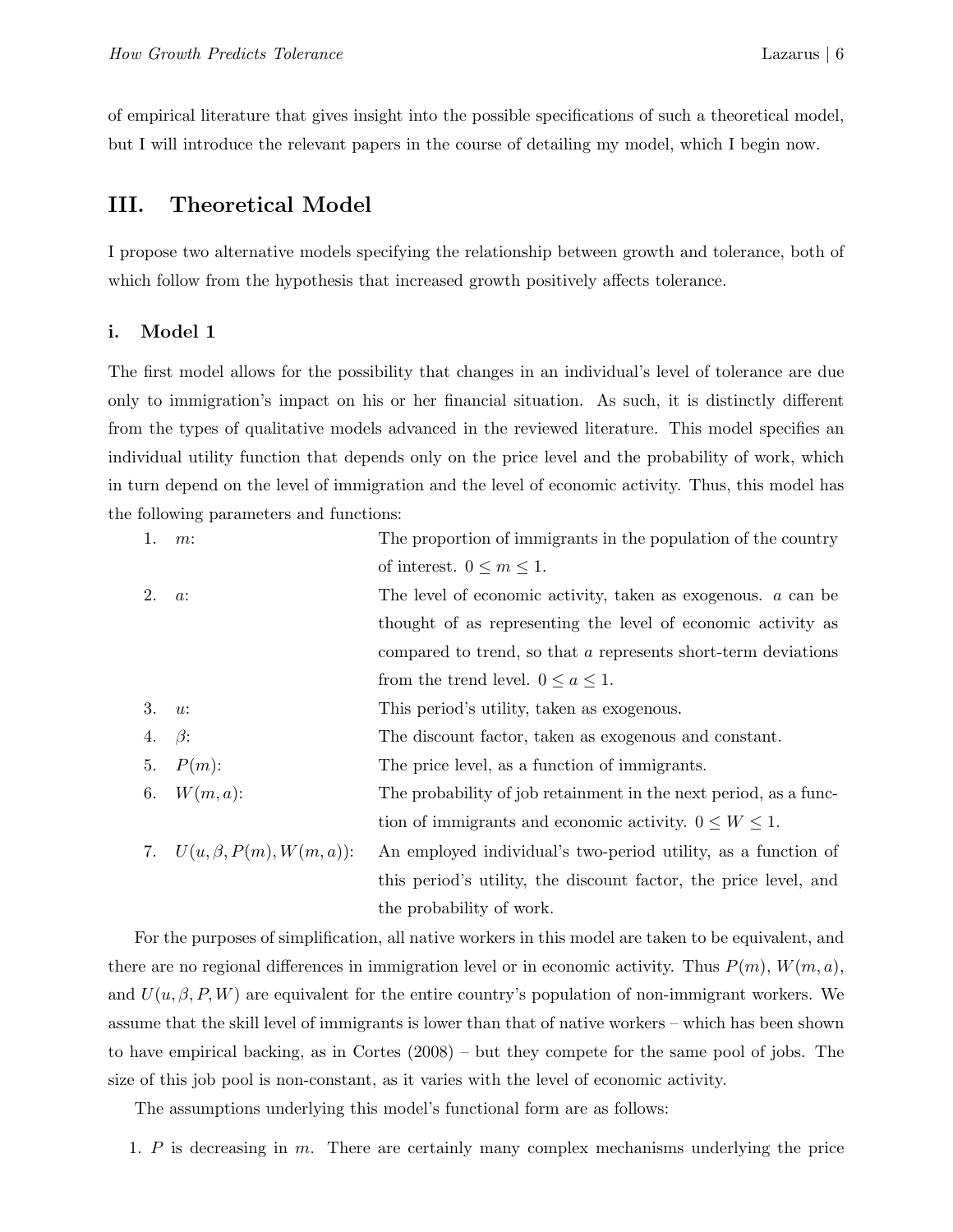of empirical literature that gives insight into the possible specifications of such a theoretical model, but I will introduce the relevant papers in the course of detailing my model, which I begin now.

## III. Theoretical Model

I propose two alternative models specifying the relationship between growth and tolerance, both of which follow from the hypothesis that increased growth positively affects tolerance.

### i. Model 1

The first model allows for the possibility that changes in an individual's level of tolerance are due only to immigration's impact on his or her financial situation. As such, it is distinctly different from the types of qualitative models advanced in the reviewed literature. This model specifies an individual utility function that depends only on the price level and the probability of work, which in turn depend on the level of immigration and the level of economic activity. Thus, this model has the following parameters and functions:

1. $m$: The proportion of immigrants in the population of the country of interest. $0 \leq m \leq 1$.
2. $a$: The level of economic activity, taken as exogenous. $a$ can be thought of as representing the level of economic activity as compared to trend, so that $a$ represents short-term deviations from the trend level. $0 \leq a \leq 1$.
3. $u$: This period's utility, taken as exogenous.
4. $\beta$: The discount factor, taken as exogenous and constant.
5. $P(m)$: The price level, as a function of immigrants.
6. $W(m, a)$: The probability of job retainment in the next period, as a function of immigrants and economic activity. $0 \leq W \leq 1$.
7. $U(u, \beta, P(m), W(m, a))$: An employed individual's two-period utility, as a function of this period's utility, the discount factor, the price level, and the probability of work.

For the purposes of simplification, all native workers in this model are taken to be equivalent, and there are no regional differences in immigration level or in economic activity. Thus $P(m)$, $W(m, a)$, and $U(u, \beta, P, W)$ are equivalent for the entire country's population of non-immigrant workers. We assume that the skill level of immigrants is lower than that of native workers – which has been shown to have empirical backing, as in Cortes (2008) – but they compete for the same pool of jobs. The size of this job pool is non-constant, as it varies with the level of economic activity.

The assumptions underlying this model's functional form are as follows:

1. $P$ is decreasing in $m$. There are certainly many complex mechanisms underlying the price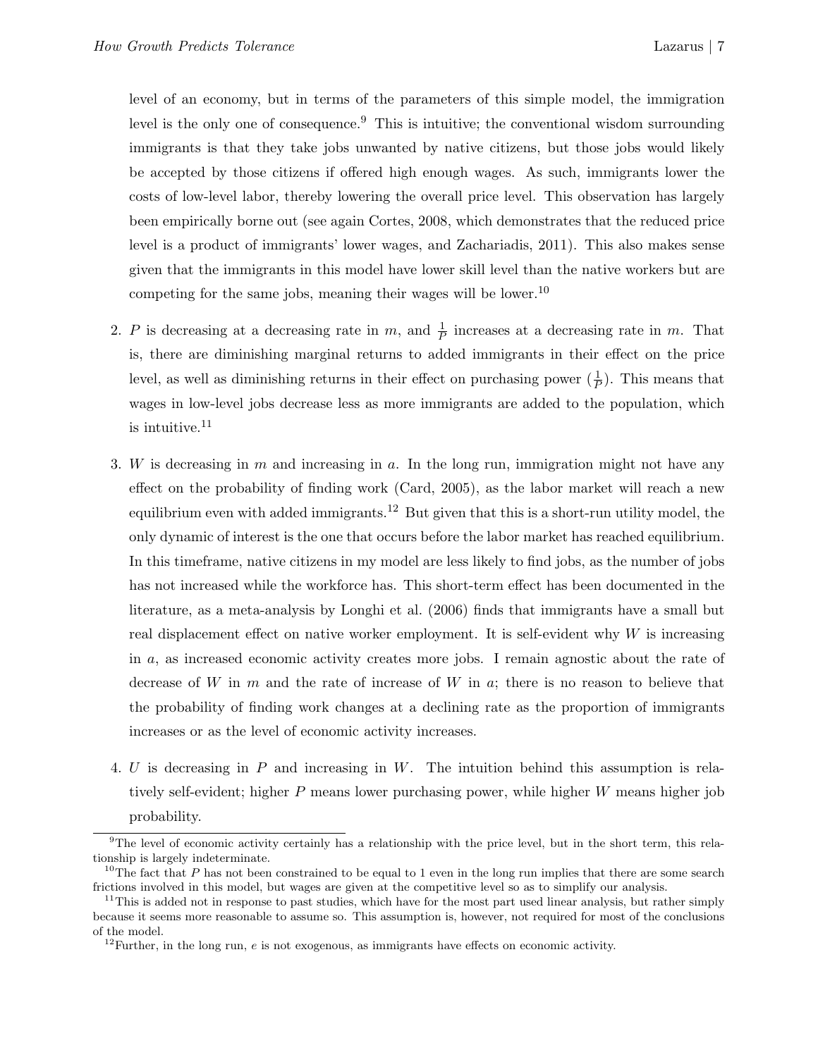level of an economy, but in terms of the parameters of this simple model, the immigration level is the only one of consequence.[9] This is intuitive; the conventional wisdom surrounding immigrants is that they take jobs unwanted by native citizens, but those jobs would likely be accepted by those citizens if offered high enough wages. As such, immigrants lower the costs of low-level labor, thereby lowering the overall price level. This observation has largely been empirically borne out (see again Cortes, 2008, which demonstrates that the reduced price level is a product of immigrants' lower wages, and Zachariadis, 2011). This also makes sense given that the immigrants in this model have lower skill level than the native workers but are competing for the same jobs, meaning their wages will be lower.[10]

2. $P$ is decreasing at a decreasing rate in $m$, and $\frac{1}{P}$ increases at a decreasing rate in $m$. That is, there are diminishing marginal returns to added immigrants in their effect on the price level, as well as diminishing returns in their effect on purchasing power ($\frac{1}{P}$). This means that wages in low-level jobs decrease less as more immigrants are added to the population, which is intuitive.[11]

3. $W$ is decreasing in $m$ and increasing in $a$. In the long run, immigration might not have any effect on the probability of finding work (Card, 2005), as the labor market will reach a new equilibrium even with added immigrants.[12] But given that this is a short-run utility model, the only dynamic of interest is the one that occurs before the labor market has reached equilibrium. In this timeframe, native citizens in my model are less likely to find jobs, as the number of jobs has not increased while the workforce has. This short-term effect has been documented in the literature, as a meta-analysis by Longhi et al. (2006) finds that immigrants have a small but real displacement effect on native worker employment. It is self-evident why $W$ is increasing in $a$, as increased economic activity creates more jobs. I remain agnostic about the rate of decrease of $W$ in $m$ and the rate of increase of $W$ in $a$; there is no reason to believe that the probability of finding work changes at a declining rate as the proportion of immigrants increases or as the level of economic activity increases.

4. $U$ is decreasing in $P$ and increasing in $W$. The intuition behind this assumption is relatively self-evident; higher $P$ means lower purchasing power, while higher $W$ means higher job probability.

[9] The level of economic activity certainly has a relationship with the price level, but in the short term, this relationship is largely indeterminate.

[10] The fact that $P$ has not been constrained to be equal to 1 even in the long run implies that there are some search frictions involved in this model, but wages are given at the competitive level so as to simplify our analysis.

[11] This is added not in response to past studies, which have for the most part used linear analysis, but rather simply because it seems more reasonable to assume so. This assumption is, however, not required for most of the conclusions of the model.

[12] Further, in the long run, $e$ is not exogenous, as immigrants have effects on economic activity.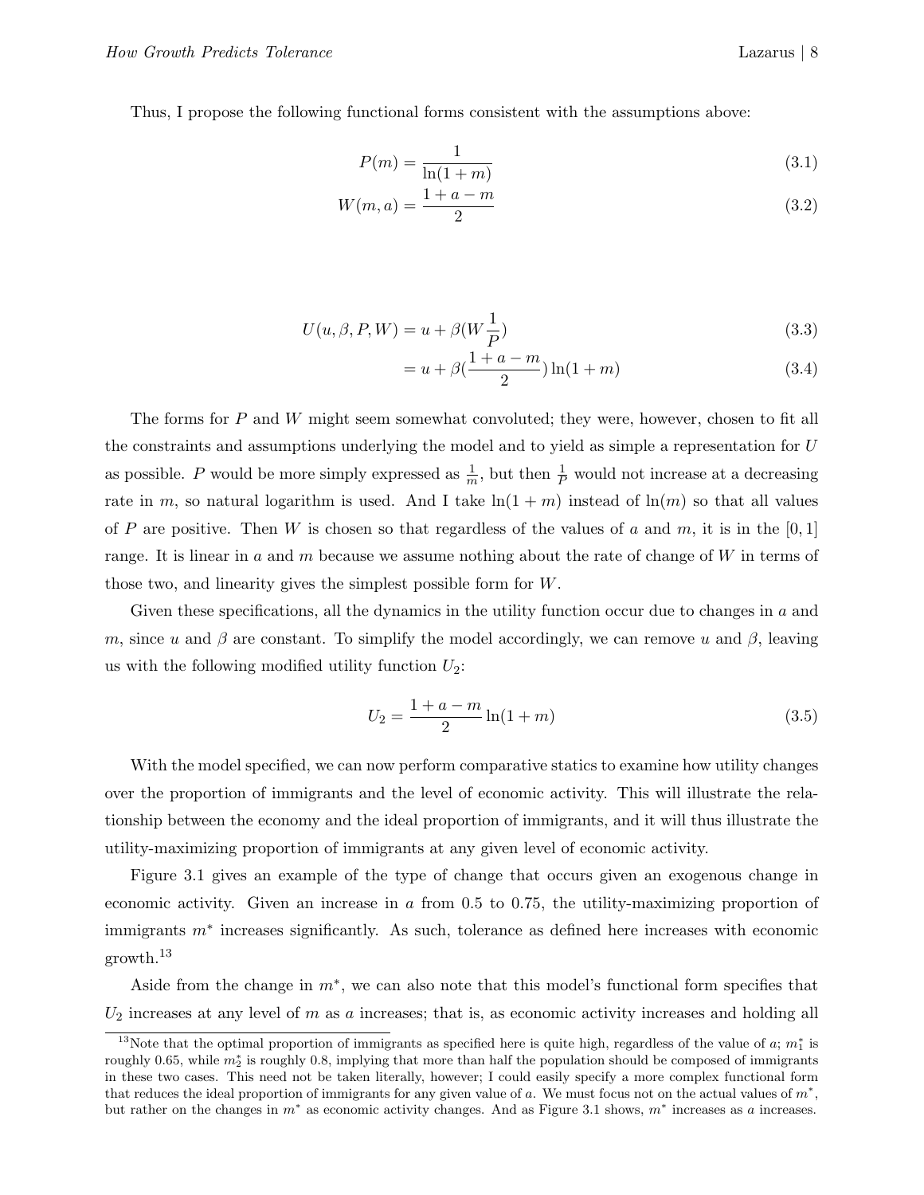Thus, I propose the following functional forms consistent with the assumptions above:

$$P(m) = \frac{1}{\ln(1+m)} \tag{3.1}$$

$$W(m,a) = \frac{1+a-m}{2} \tag{3.2}$$

$$\begin{aligned} U(u,\beta,P,W) &= u + \beta(W\frac{1}{P}) && (3.3) \\ &= u + \beta(\frac{1+a-m}{2})\ln(1+m) && (3.4) \end{aligned}$$

The forms for $P$ and $W$ might seem somewhat convoluted; they were, however, chosen to fit all the constraints and assumptions underlying the model and to yield as simple a representation for $U$ as possible. $P$ would be more simply expressed as $\frac{1}{m}$, but then $\frac{1}{P}$ would not increase at a decreasing rate in $m$, so natural logarithm is used. And I take $\ln(1+m)$ instead of $\ln(m)$ so that all values of $P$ are positive. Then $W$ is chosen so that regardless of the values of $a$ and $m$, it is in the $[0,1]$ range. It is linear in $a$ and $m$ because we assume nothing about the rate of change of $W$ in terms of those two, and linearity gives the simplest possible form for $W$.

Given these specifications, all the dynamics in the utility function occur due to changes in $a$ and $m$, since $u$ and $\beta$ are constant. To simplify the model accordingly, we can remove $u$ and $\beta$, leaving us with the following modified utility function $U_2$:

$$U_2 = \frac{1+a-m}{2}\ln(1+m) \tag{3.5}$$

With the model specified, we can now perform comparative statics to examine how utility changes over the proportion of immigrants and the level of economic activity. This will illustrate the relationship between the economy and the ideal proportion of immigrants, and it will thus illustrate the utility-maximizing proportion of immigrants at any given level of economic activity.

Figure 3.1 gives an example of the type of change that occurs given an exogenous change in economic activity. Given an increase in $a$ from 0.5 to 0.75, the utility-maximizing proportion of immigrants $m^*$ increases significantly. As such, tolerance as defined here increases with economic growth.[13]

Aside from the change in $m^*$, we can also note that this model's functional form specifies that $U_2$ increases at any level of $m$ as $a$ increases; that is, as economic activity increases and holding all

[13] Note that the optimal proportion of immigrants as specified here is quite high, regardless of the value of $a$; $m_1^*$ is roughly 0.65, while $m_2^*$ is roughly 0.8, implying that more than half the population should be composed of immigrants in these two cases. This need not be taken literally, however; I could easily specify a more complex functional form that reduces the ideal proportion of immigrants for any given value of $a$. We must focus not on the actual values of $m^*$, but rather on the changes in $m^*$ as economic activity changes. And as Figure 3.1 shows, $m^*$ increases as $a$ increases.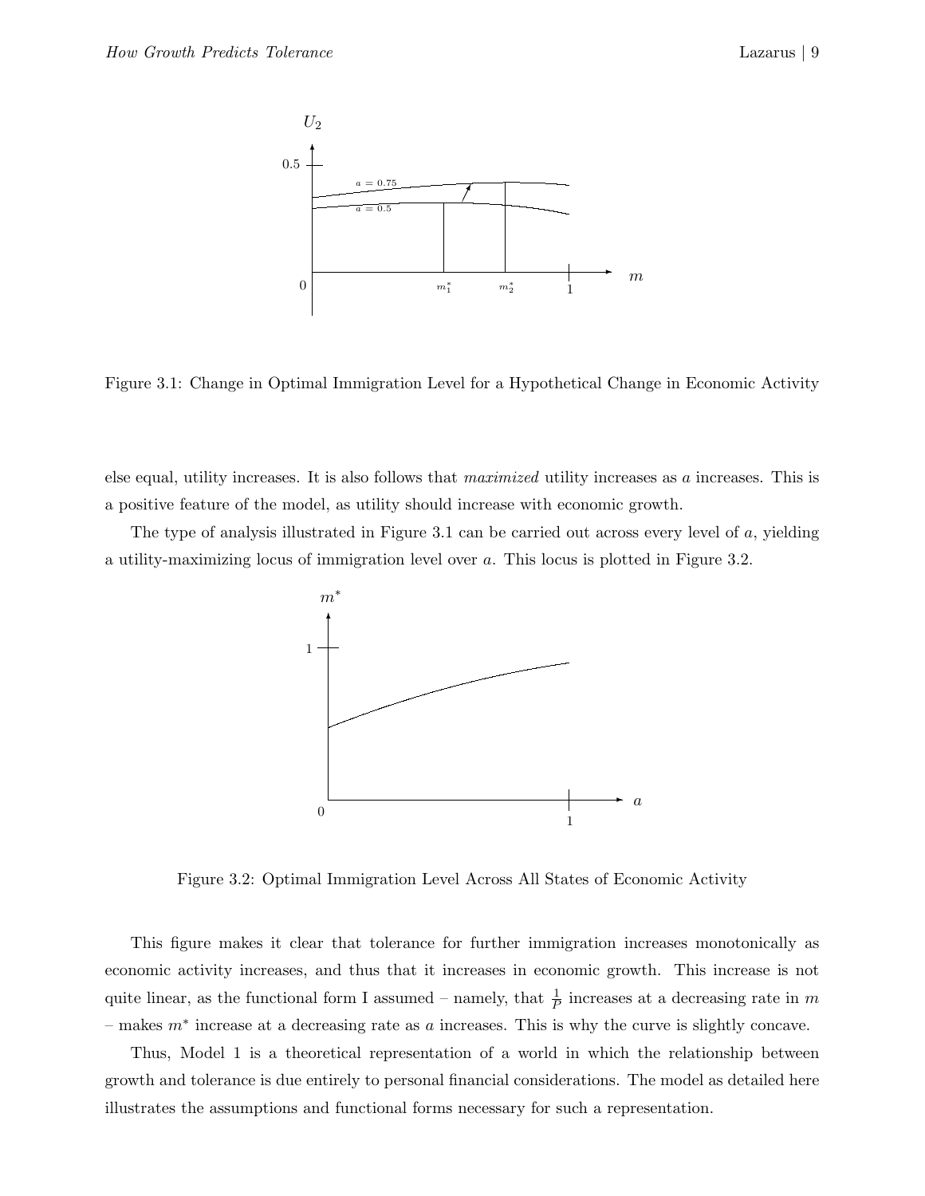Figure 3.1: Change in Optimal Immigration Level for a Hypothetical Change in Economic Activity

else equal, utility increases. It is also follows that *maximized* utility increases as $a$ increases. This is a positive feature of the model, as utility should increase with economic growth.

The type of analysis illustrated in Figure 3.1 can be carried out across every level of $a$, yielding a utility-maximizing locus of immigration level over $a$. This locus is plotted in Figure 3.2.

Figure 3.2: Optimal Immigration Level Across All States of Economic Activity

This figure makes it clear that tolerance for further immigration increases monotonically as economic activity increases, and thus that it increases in economic growth. This increase is not quite linear, as the functional form I assumed – namely, that $\frac{1}{P}$ increases at a decreasing rate in $m$ – makes $m^*$ increase at a decreasing rate as $a$ increases. This is why the curve is slightly concave.

Thus, Model 1 is a theoretical representation of a world in which the relationship between growth and tolerance is due entirely to personal financial considerations. The model as detailed here illustrates the assumptions and functional forms necessary for such a representation.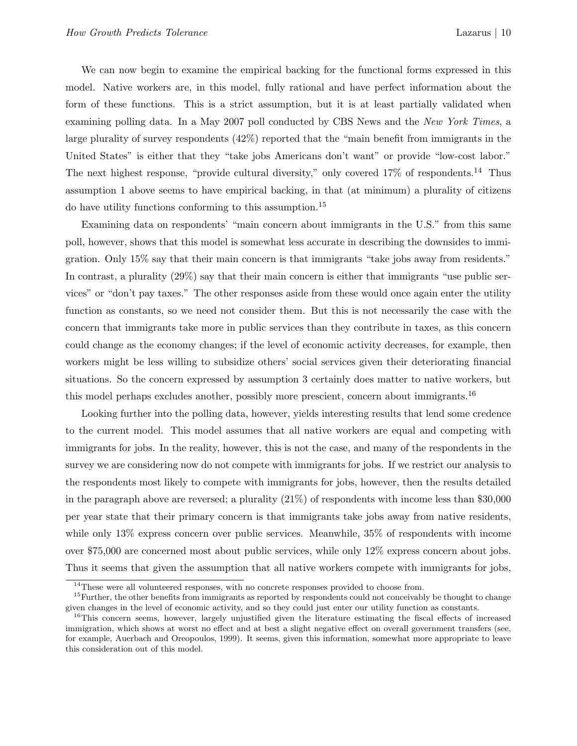We can now begin to examine the empirical backing for the functional forms expressed in this model. Native workers are, in this model, fully rational and have perfect information about the form of these functions. This is a strict assumption, but it is at least partially validated when examining polling data. In a May 2007 poll conducted by CBS News and the *New York Times*, a large plurality of survey respondents (42%) reported that the "main benefit from immigrants in the United States" is either that they "take jobs Americans don't want" or provide "low-cost labor." The next highest response, "provide cultural diversity," only covered 17% of respondents.[14] Thus assumption 1 above seems to have empirical backing, in that (at minimum) a plurality of citizens do have utility functions conforming to this assumption.[15]

Examining data on respondents' "main concern about immigrants in the U.S." from this same poll, however, shows that this model is somewhat less accurate in describing the downsides to immigration. Only 15% say that their main concern is that immigrants "take jobs away from residents." In contrast, a plurality (29%) say that their main concern is either that immigrants "use public services" or "don't pay taxes." The other responses aside from these would once again enter the utility function as constants, so we need not consider them. But this is not necessarily the case with the concern that immigrants take more in public services than they contribute in taxes, as this concern could change as the economy changes; if the level of economic activity decreases, for example, then workers might be less willing to subsidize others' social services given their deteriorating financial situations. So the concern expressed by assumption 3 certainly does matter to native workers, but this model perhaps excludes another, possibly more prescient, concern about immigrants.[16]

Looking further into the polling data, however, yields interesting results that lend some credence to the current model. This model assumes that all native workers are equal and competing with immigrants for jobs. In the reality, however, this is not the case, and many of the respondents in the survey we are considering now do not compete with immigrants for jobs. If we restrict our analysis to the respondents most likely to compete with immigrants for jobs, however, then the results detailed in the paragraph above are reversed; a plurality (21%) of respondents with income less than $30,000 per year state that their primary concern is that immigrants take jobs away from native residents, while only 13% express concern over public services. Meanwhile, 35% of respondents with income over $75,000 are concerned most about public services, while only 12% express concern about jobs. Thus it seems that given the assumption that all native workers compete with immigrants for jobs,

[14] These were all volunteered responses, with no concrete responses provided to choose from.

[15] Further, the other benefits from immigrants as reported by respondents could not conceivably be thought to change given changes in the level of economic activity, and so they could just enter our utility function as constants.

[16] This concern seems, however, largely unjustified given the literature estimating the fiscal effects of increased immigration, which shows at worst no effect and at best a slight negative effect on overall government transfers (see, for example, Auerbach and Oreopoulos, 1999). It seems, given this information, somewhat more appropriate to leave this consideration out of this model.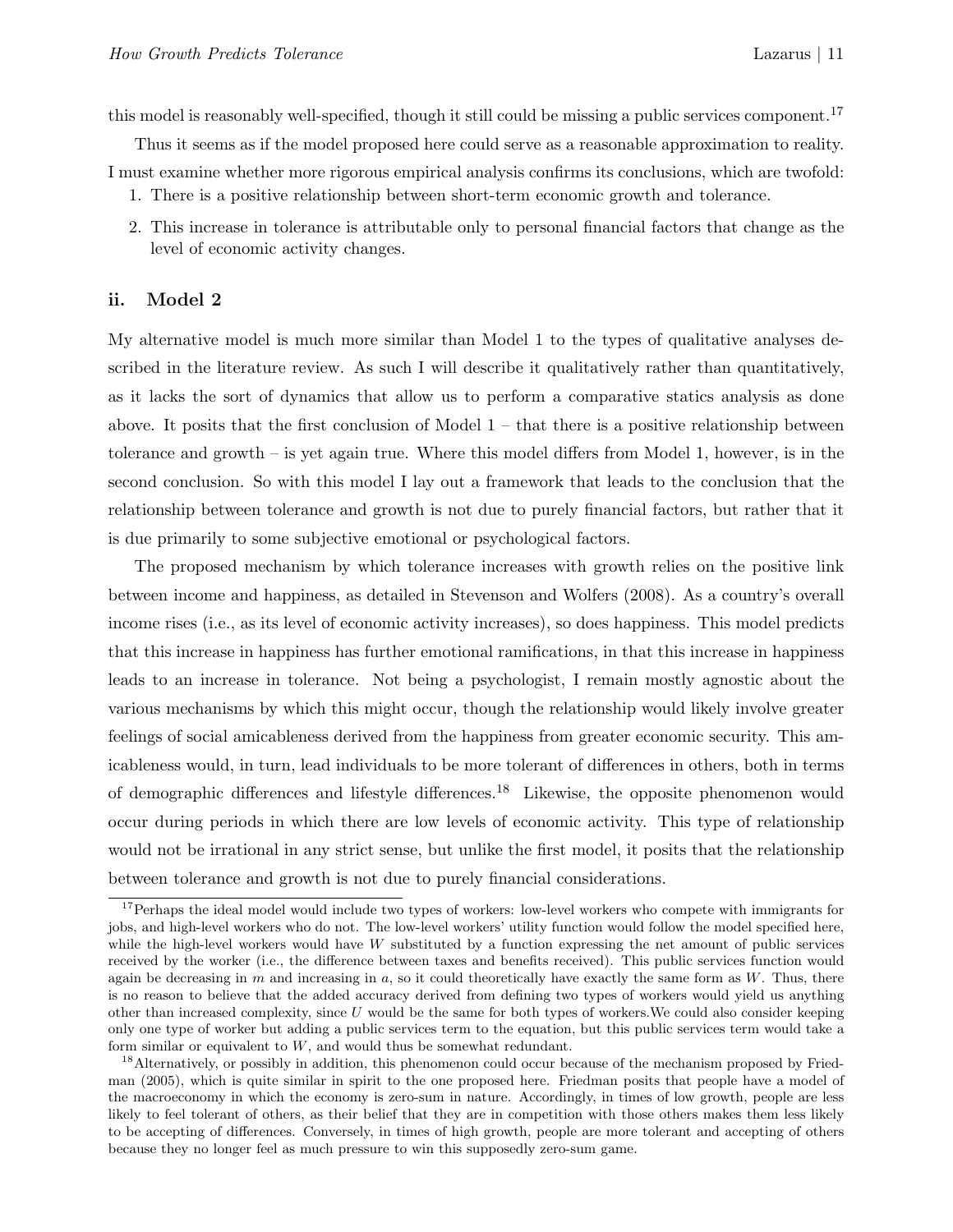this model is reasonably well-specified, though it still could be missing a public services component.[17]

Thus it seems as if the model proposed here could serve as a reasonable approximation to reality. I must examine whether more rigorous empirical analysis confirms its conclusions, which are twofold:

1. There is a positive relationship between short-term economic growth and tolerance.
2. This increase in tolerance is attributable only to personal financial factors that change as the level of economic activity changes.

### ii. Model 2

My alternative model is much more similar than Model 1 to the types of qualitative analyses described in the literature review. As such I will describe it qualitatively rather than quantitatively, as it lacks the sort of dynamics that allow us to perform a comparative statics analysis as done above. It posits that the first conclusion of Model 1 – that there is a positive relationship between tolerance and growth – is yet again true. Where this model differs from Model 1, however, is in the second conclusion. So with this model I lay out a framework that leads to the conclusion that the relationship between tolerance and growth is not due to purely financial factors, but rather that it is due primarily to some subjective emotional or psychological factors.

The proposed mechanism by which tolerance increases with growth relies on the positive link between income and happiness, as detailed in Stevenson and Wolfers (2008). As a country's overall income rises (i.e., as its level of economic activity increases), so does happiness. This model predicts that this increase in happiness has further emotional ramifications, in that this increase in happiness leads to an increase in tolerance. Not being a psychologist, I remain mostly agnostic about the various mechanisms by which this might occur, though the relationship would likely involve greater feelings of social amicableness derived from the happiness from greater economic security. This amicableness would, in turn, lead individuals to be more tolerant of differences in others, both in terms of demographic differences and lifestyle differences.[18] Likewise, the opposite phenomenon would occur during periods in which there are low levels of economic activity. This type of relationship would not be irrational in any strict sense, but unlike the first model, it posits that the relationship between tolerance and growth is not due to purely financial considerations.

---

[17] Perhaps the ideal model would include two types of workers: low-level workers who compete with immigrants for jobs, and high-level workers who do not. The low-level workers' utility function would follow the model specified here, while the high-level workers would have $W$ substituted by a function expressing the net amount of public services received by the worker (i.e., the difference between taxes and benefits received). This public services function would again be decreasing in $m$ and increasing in $a$, so it could theoretically have exactly the same form as $W$. Thus, there is no reason to believe that the added accuracy derived from defining two types of workers would yield us anything other than increased complexity, since $U$ would be the same for both types of workers.We could also consider keeping only one type of worker but adding a public services term to the equation, but this public services term would take a form similar or equivalent to $W$, and would thus be somewhat redundant.

[18] Alternatively, or possibly in addition, this phenomenon could occur because of the mechanism proposed by Friedman (2005), which is quite similar in spirit to the one proposed here. Friedman posits that people have a model of the macroeconomy in which the economy is zero-sum in nature. Accordingly, in times of low growth, people are less likely to feel tolerant of others, as their belief that they are in competition with those others makes them less likely to be accepting of differences. Conversely, in times of high growth, people are more tolerant and accepting of others because they no longer feel as much pressure to win this supposedly zero-sum game.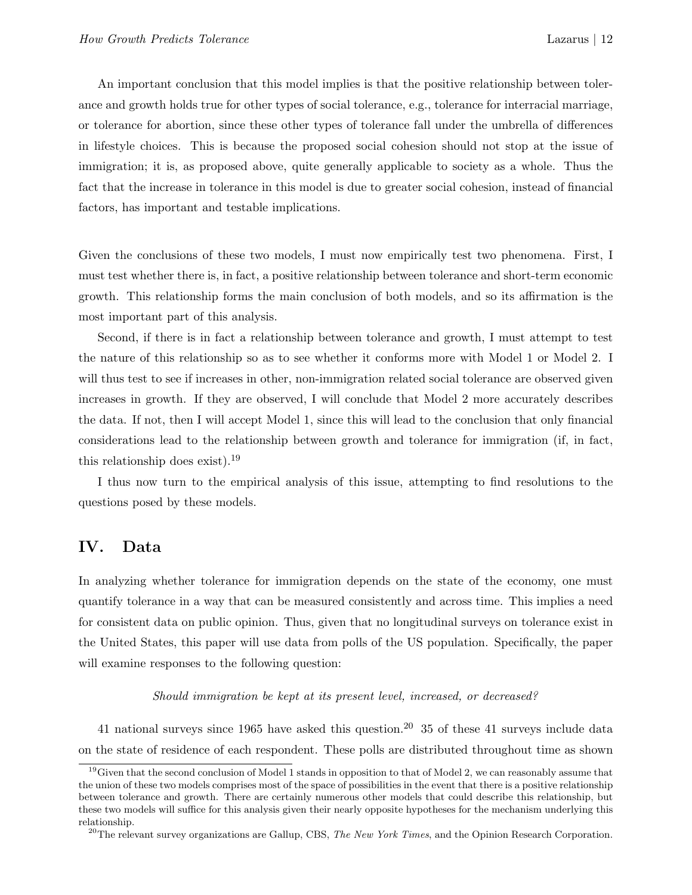An important conclusion that this model implies is that the positive relationship between tolerance and growth holds true for other types of social tolerance, e.g., tolerance for interracial marriage, or tolerance for abortion, since these other types of tolerance fall under the umbrella of differences in lifestyle choices. This is because the proposed social cohesion should not stop at the issue of immigration; it is, as proposed above, quite generally applicable to society as a whole. Thus the fact that the increase in tolerance in this model is due to greater social cohesion, instead of financial factors, has important and testable implications.

Given the conclusions of these two models, I must now empirically test two phenomena. First, I must test whether there is, in fact, a positive relationship between tolerance and short-term economic growth. This relationship forms the main conclusion of both models, and so its affirmation is the most important part of this analysis.

Second, if there is in fact a relationship between tolerance and growth, I must attempt to test the nature of this relationship so as to see whether it conforms more with Model 1 or Model 2. I will thus test to see if increases in other, non-immigration related social tolerance are observed given increases in growth. If they are observed, I will conclude that Model 2 more accurately describes the data. If not, then I will accept Model 1, since this will lead to the conclusion that only financial considerations lead to the relationship between growth and tolerance for immigration (if, in fact, this relationship does exist).[19]

I thus now turn to the empirical analysis of this issue, attempting to find resolutions to the questions posed by these models.

## IV. Data

In analyzing whether tolerance for immigration depends on the state of the economy, one must quantify tolerance in a way that can be measured consistently and across time. This implies a need for consistent data on public opinion. Thus, given that no longitudinal surveys on tolerance exist in the United States, this paper will use data from polls of the US population. Specifically, the paper will examine responses to the following question:

*Should immigration be kept at its present level, increased, or decreased?*

41 national surveys since 1965 have asked this question.[20] 35 of these 41 surveys include data on the state of residence of each respondent. These polls are distributed throughout time as shown

[19] Given that the second conclusion of Model 1 stands in opposition to that of Model 2, we can reasonably assume that the union of these two models comprises most of the space of possibilities in the event that there is a positive relationship between tolerance and growth. There are certainly numerous other models that could describe this relationship, but these two models will suffice for this analysis given their nearly opposite hypotheses for the mechanism underlying this relationship.

[20] The relevant survey organizations are Gallup, CBS, *The New York Times*, and the Opinion Research Corporation.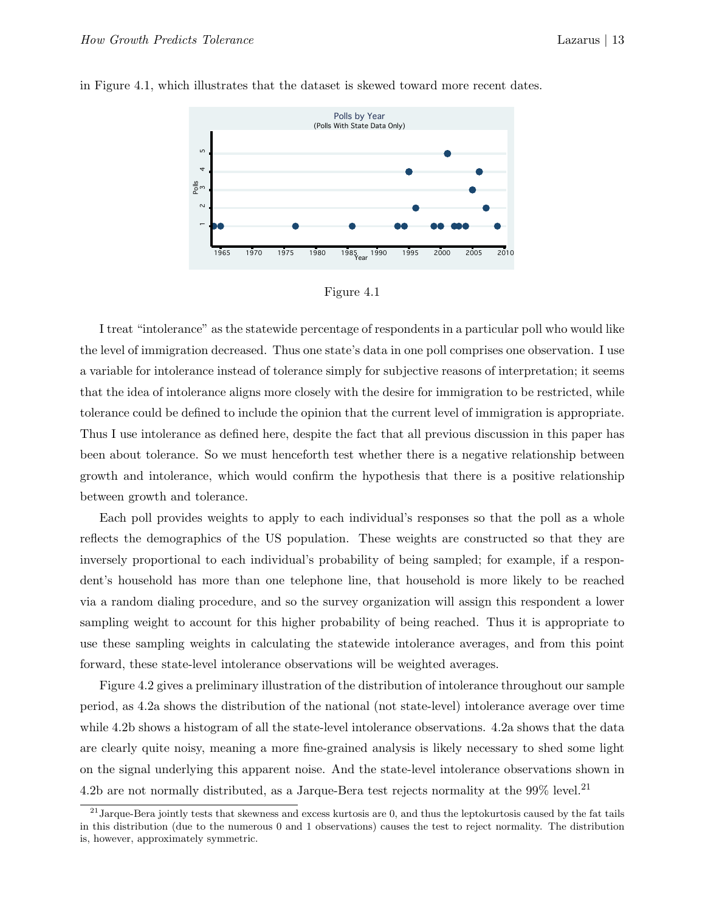in Figure 4.1, which illustrates that the dataset is skewed toward more recent dates.

Figure 4.1

I treat "intolerance" as the statewide percentage of respondents in a particular poll who would like the level of immigration decreased. Thus one state's data in one poll comprises one observation. I use a variable for intolerance instead of tolerance simply for subjective reasons of interpretation; it seems that the idea of intolerance aligns more closely with the desire for immigration to be restricted, while tolerance could be defined to include the opinion that the current level of immigration is appropriate. Thus I use intolerance as defined here, despite the fact that all previous discussion in this paper has been about tolerance. So we must henceforth test whether there is a negative relationship between growth and intolerance, which would confirm the hypothesis that there is a positive relationship between growth and tolerance.

Each poll provides weights to apply to each individual's responses so that the poll as a whole reflects the demographics of the US population. These weights are constructed so that they are inversely proportional to each individual's probability of being sampled; for example, if a respondent's household has more than one telephone line, that household is more likely to be reached via a random dialing procedure, and so the survey organization will assign this respondent a lower sampling weight to account for this higher probability of being reached. Thus it is appropriate to use these sampling weights in calculating the statewide intolerance averages, and from this point forward, these state-level intolerance observations will be weighted averages.

Figure 4.2 gives a preliminary illustration of the distribution of intolerance throughout our sample period, as 4.2a shows the distribution of the national (not state-level) intolerance average over time while 4.2b shows a histogram of all the state-level intolerance observations. 4.2a shows that the data are clearly quite noisy, meaning a more fine-grained analysis is likely necessary to shed some light on the signal underlying this apparent noise. And the state-level intolerance observations shown in 4.2b are not normally distributed, as a Jarque-Bera test rejects normality at the 99% level.[21]

[21] Jarque-Bera jointly tests that skewness and excess kurtosis are 0, and thus the leptokurtosis caused by the fat tails in this distribution (due to the numerous 0 and 1 observations) causes the test to reject normality. The distribution is, however, approximately symmetric.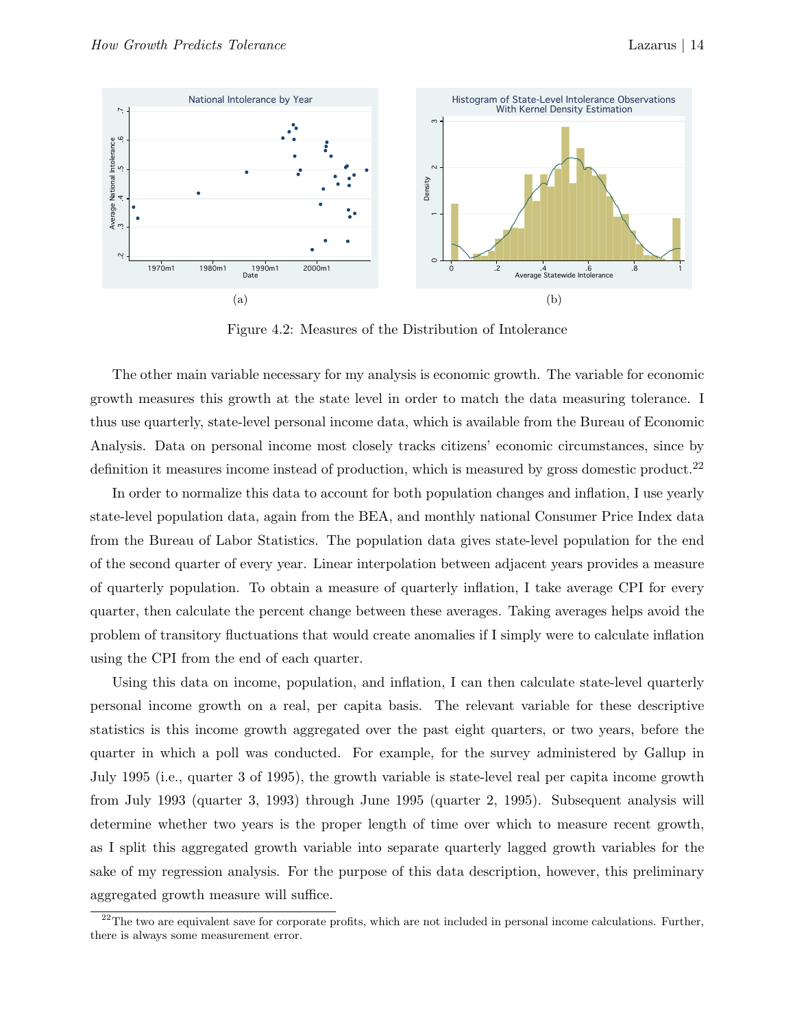(a)

(b)

Figure 4.2: Measures of the Distribution of Intolerance

The other main variable necessary for my analysis is economic growth. The variable for economic growth measures this growth at the state level in order to match the data measuring tolerance. I thus use quarterly, state-level personal income data, which is available from the Bureau of Economic Analysis. Data on personal income most closely tracks citizens' economic circumstances, since by definition it measures income instead of production, which is measured by gross domestic product.[22]

In order to normalize this data to account for both population changes and inflation, I use yearly state-level population data, again from the BEA, and monthly national Consumer Price Index data from the Bureau of Labor Statistics. The population data gives state-level population for the end of the second quarter of every year. Linear interpolation between adjacent years provides a measure of quarterly population. To obtain a measure of quarterly inflation, I take average CPI for every quarter, then calculate the percent change between these averages. Taking averages helps avoid the problem of transitory fluctuations that would create anomalies if I simply were to calculate inflation using the CPI from the end of each quarter.

Using this data on income, population, and inflation, I can then calculate state-level quarterly personal income growth on a real, per capita basis. The relevant variable for these descriptive statistics is this income growth aggregated over the past eight quarters, or two years, before the quarter in which a poll was conducted. For example, for the survey administered by Gallup in July 1995 (i.e., quarter 3 of 1995), the growth variable is state-level real per capita income growth from July 1993 (quarter 3, 1993) through June 1995 (quarter 2, 1995). Subsequent analysis will determine whether two years is the proper length of time over which to measure recent growth, as I split this aggregated growth variable into separate quarterly lagged growth variables for the sake of my regression analysis. For the purpose of this data description, however, this preliminary aggregated growth measure will suffice.

[22]The two are equivalent save for corporate profits, which are not included in personal income calculations. Further, there is always some measurement error.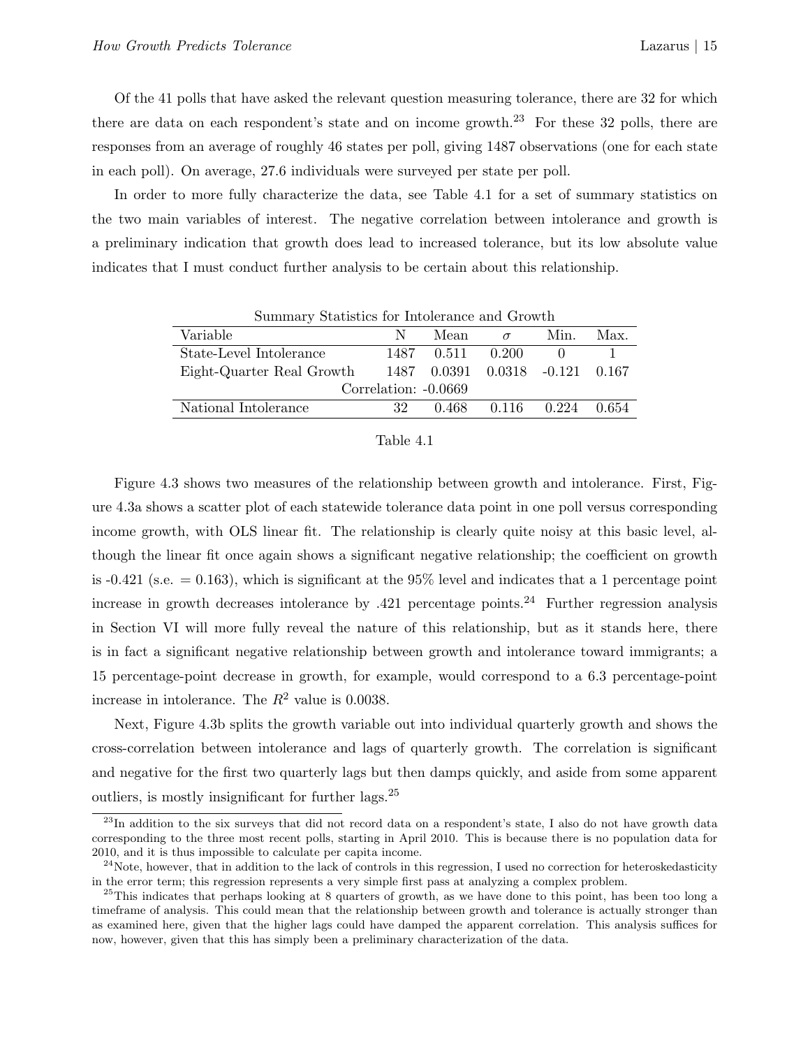Of the 41 polls that have asked the relevant question measuring tolerance, there are 32 for which there are data on each respondent's state and on income growth.[23] For these 32 polls, there are responses from an average of roughly 46 states per poll, giving 1487 observations (one for each state in each poll). On average, 27.6 individuals were surveyed per state per poll.

In order to more fully characterize the data, see Table 4.1 for a set of summary statistics on the two main variables of interest. The negative correlation between intolerance and growth is a preliminary indication that growth does lead to increased tolerance, but its low absolute value indicates that I must conduct further analysis to be certain about this relationship.

Summary Statistics for Intolerance and Growth

| Variable | N | Mean | $\sigma$ | Min. | Max. |
|---|---|---|---|---|---|
| State-Level Intolerance | 1487 | 0.511 | 0.200 | 0 | 1 |
| Eight-Quarter Real Growth | 1487 | 0.0391 | 0.0318 | -0.121 | 0.167 |
| Correlation: -0.0669 | | | | | |
| National Intolerance | 32 | 0.468 | 0.116 | 0.224 | 0.654 |

Table 4.1

Figure 4.3 shows two measures of the relationship between growth and intolerance. First, Figure 4.3a shows a scatter plot of each statewide tolerance data point in one poll versus corresponding income growth, with OLS linear fit. The relationship is clearly quite noisy at this basic level, although the linear fit once again shows a significant negative relationship; the coefficient on growth is -0.421 (s.e. = 0.163), which is significant at the 95% level and indicates that a 1 percentage point increase in growth decreases intolerance by .421 percentage points.[24] Further regression analysis in Section VI will more fully reveal the nature of this relationship, but as it stands here, there is in fact a significant negative relationship between growth and intolerance toward immigrants; a 15 percentage-point decrease in growth, for example, would correspond to a 6.3 percentage-point increase in intolerance. The $R^2$ value is 0.0038.

Next, Figure 4.3b splits the growth variable out into individual quarterly growth and shows the cross-correlation between intolerance and lags of quarterly growth. The correlation is significant and negative for the first two quarterly lags but then damps quickly, and aside from some apparent outliers, is mostly insignificant for further lags.[25]

[23] In addition to the six surveys that did not record data on a respondent's state, I also do not have growth data corresponding to the three most recent polls, starting in April 2010. This is because there is no population data for 2010, and it is thus impossible to calculate per capita income.

[24] Note, however, that in addition to the lack of controls in this regression, I used no correction for heteroskedasticity in the error term; this regression represents a very simple first pass at analyzing a complex problem.

[25] This indicates that perhaps looking at 8 quarters of growth, as we have done to this point, has been too long a timeframe of analysis. This could mean that the relationship between growth and tolerance is actually stronger than as examined here, given that the higher lags could have damped the apparent correlation. This analysis suffices for now, however, given that this has simply been a preliminary characterization of the data.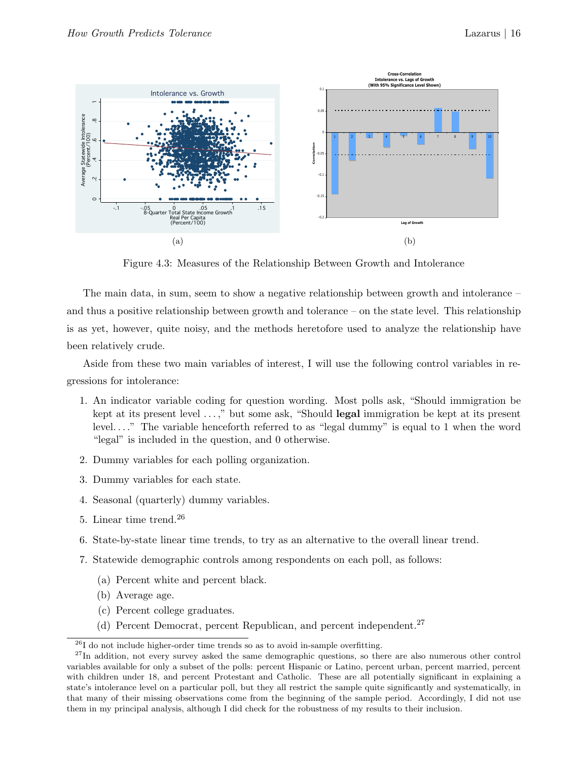(a)

(b)

Figure 4.3: Measures of the Relationship Between Growth and Intolerance

The main data, in sum, seem to show a negative relationship between growth and intolerance – and thus a positive relationship between growth and tolerance – on the state level. This relationship is as yet, however, quite noisy, and the methods heretofore used to analyze the relationship have been relatively crude.

Aside from these two main variables of interest, I will use the following control variables in regressions for intolerance:

1. An indicator variable coding for question wording. Most polls ask, "Should immigration be kept at its present level . . . ," but some ask, "Should **legal** immigration be kept at its present level. . . ." The variable henceforth referred to as "legal dummy" is equal to 1 when the word "legal" is included in the question, and 0 otherwise.
2. Dummy variables for each polling organization.
3. Dummy variables for each state.
4. Seasonal (quarterly) dummy variables.
5. Linear time trend.[26]
6. State-by-state linear time trends, to try as an alternative to the overall linear trend.
7. Statewide demographic controls among respondents on each poll, as follows:
   (a) Percent white and percent black.
   (b) Average age.
   (c) Percent college graduates.
   (d) Percent Democrat, percent Republican, and percent independent.[27]

[26] I do not include higher-order time trends so as to avoid in-sample overfitting.

[27] In addition, not every survey asked the same demographic questions, so there are also numerous other control variables available for only a subset of the polls: percent Hispanic or Latino, percent urban, percent married, percent with children under 18, and percent Protestant and Catholic. These are all potentially significant in explaining a state's intolerance level on a particular poll, but they all restrict the sample quite significantly and systematically, in that many of their missing observations come from the beginning of the sample period. Accordingly, I did not use them in my principal analysis, although I did check for the robustness of my results to their inclusion.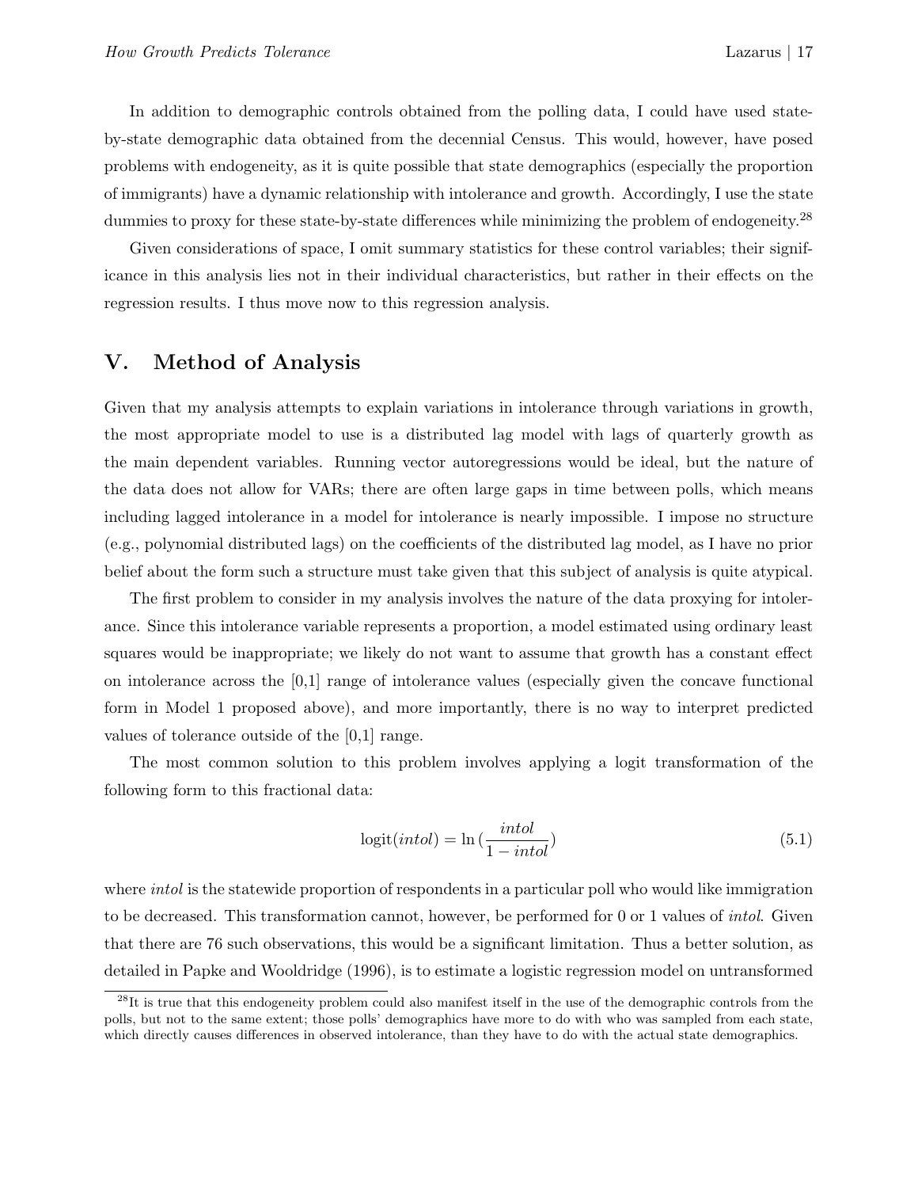In addition to demographic controls obtained from the polling data, I could have used state-by-state demographic data obtained from the decennial Census. This would, however, have posed problems with endogeneity, as it is quite possible that state demographics (especially the proportion of immigrants) have a dynamic relationship with intolerance and growth. Accordingly, I use the state dummies to proxy for these state-by-state differences while minimizing the problem of endogeneity.[28]

Given considerations of space, I omit summary statistics for these control variables; their significance in this analysis lies not in their individual characteristics, but rather in their effects on the regression results. I thus move now to this regression analysis.

## V. Method of Analysis

Given that my analysis attempts to explain variations in intolerance through variations in growth, the most appropriate model to use is a distributed lag model with lags of quarterly growth as the main dependent variables. Running vector autoregressions would be ideal, but the nature of the data does not allow for VARs; there are often large gaps in time between polls, which means including lagged intolerance in a model for intolerance is nearly impossible. I impose no structure (e.g., polynomial distributed lags) on the coefficients of the distributed lag model, as I have no prior belief about the form such a structure must take given that this subject of analysis is quite atypical.

The first problem to consider in my analysis involves the nature of the data proxying for intolerance. Since this intolerance variable represents a proportion, a model estimated using ordinary least squares would be inappropriate; we likely do not want to assume that growth has a constant effect on intolerance across the [0,1] range of intolerance values (especially given the concave functional form in Model 1 proposed above), and more importantly, there is no way to interpret predicted values of tolerance outside of the [0,1] range.

The most common solution to this problem involves applying a logit transformation of the following form to this fractional data:

$$\text{logit}(intol) = \ln\left(\frac{intol}{1 - intol}\right) \tag{5.1}$$

where *intol* is the statewide proportion of respondents in a particular poll who would like immigration to be decreased. This transformation cannot, however, be performed for 0 or 1 values of *intol*. Given that there are 76 such observations, this would be a significant limitation. Thus a better solution, as detailed in Papke and Wooldridge (1996), is to estimate a logistic regression model on untransformed

[28] It is true that this endogeneity problem could also manifest itself in the use of the demographic controls from the polls, but not to the same extent; those polls' demographics have more to do with who was sampled from each state, which directly causes differences in observed intolerance, than they have to do with the actual state demographics.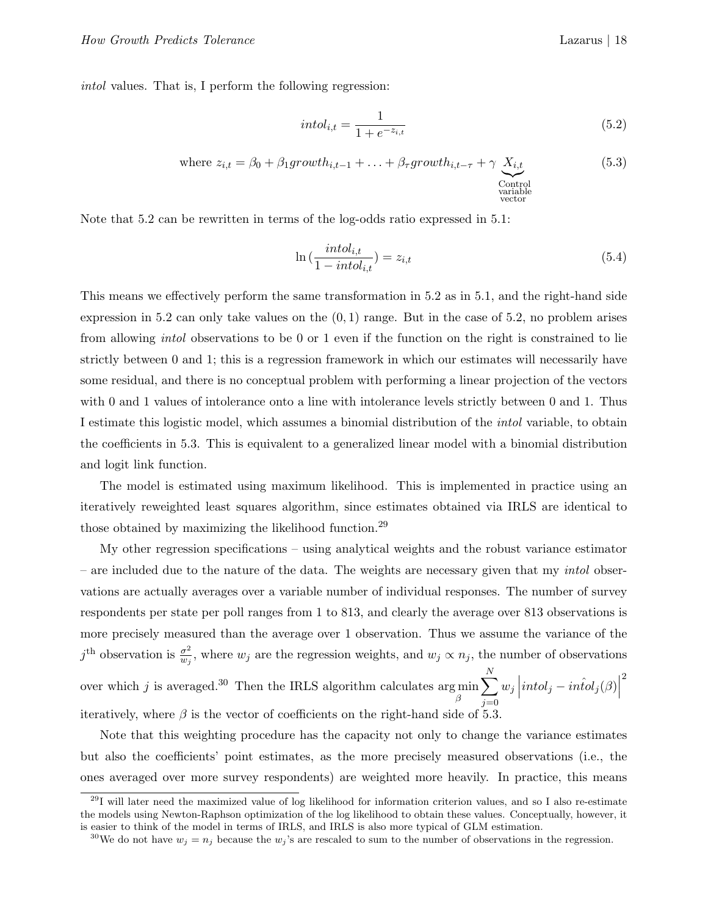*intol* values. That is, I perform the following regression:

$$intol_{i,t} = \frac{1}{1 + e^{-z_{i,t}}} \tag{5.2}$$

$$\text{where } z_{i,t} = \beta_0 + \beta_1 growth_{i,t-1} + \ldots + \beta_\tau growth_{i,t-\tau} + \gamma \underbrace{X_{i,t}}_{\substack{\text{Control} \\ \text{variable} \\ \text{vector}}} \tag{5.3}$$

Note that 5.2 can be rewritten in terms of the log-odds ratio expressed in 5.1:

$$\ln\left(\frac{intol_{i,t}}{1 - intol_{i,t}}\right) = z_{i,t} \tag{5.4}$$

This means we effectively perform the same transformation in 5.2 as in 5.1, and the right-hand side expression in 5.2 can only take values on the $(0, 1)$ range. But in the case of 5.2, no problem arises from allowing *intol* observations to be 0 or 1 even if the function on the right is constrained to lie strictly between 0 and 1; this is a regression framework in which our estimates will necessarily have some residual, and there is no conceptual problem with performing a linear projection of the vectors with 0 and 1 values of intolerance onto a line with intolerance levels strictly between 0 and 1. Thus I estimate this logistic model, which assumes a binomial distribution of the *intol* variable, to obtain the coefficients in 5.3. This is equivalent to a generalized linear model with a binomial distribution and logit link function.

The model is estimated using maximum likelihood. This is implemented in practice using an iteratively reweighted least squares algorithm, since estimates obtained via IRLS are identical to those obtained by maximizing the likelihood function.[29]

My other regression specifications – using analytical weights and the robust variance estimator – are included due to the nature of the data. The weights are necessary given that my *intol* observations are actually averages over a variable number of individual responses. The number of survey respondents per state per poll ranges from 1 to 813, and clearly the average over 813 observations is more precisely measured than the average over 1 observation. Thus we assume the variance of the $j^{\text{th}}$ observation is $\frac{\sigma^2}{w_j}$, where $w_j$ are the regression weights, and $w_j \propto n_j$, the number of observations over which $j$ is averaged.[30] Then the IRLS algorithm calculates $\arg\min_{\beta} \sum_{j=0}^{N} w_j \left| intol_j - \hat{intol}_j(\beta) \right|^2$ iteratively, where $\beta$ is the vector of coefficients on the right-hand side of 5.3.

Note that this weighting procedure has the capacity not only to change the variance estimates but also the coefficients' point estimates, as the more precisely measured observations (i.e., the ones averaged over more survey respondents) are weighted more heavily. In practice, this means

[29] I will later need the maximized value of log likelihood for information criterion values, and so I also re-estimate the models using Newton-Raphson optimization of the log likelihood to obtain these values. Conceptually, however, it is easier to think of the model in terms of IRLS, and IRLS is also more typical of GLM estimation.

[30] We do not have $w_j = n_j$ because the $w_j$'s are rescaled to sum to the number of observations in the regression.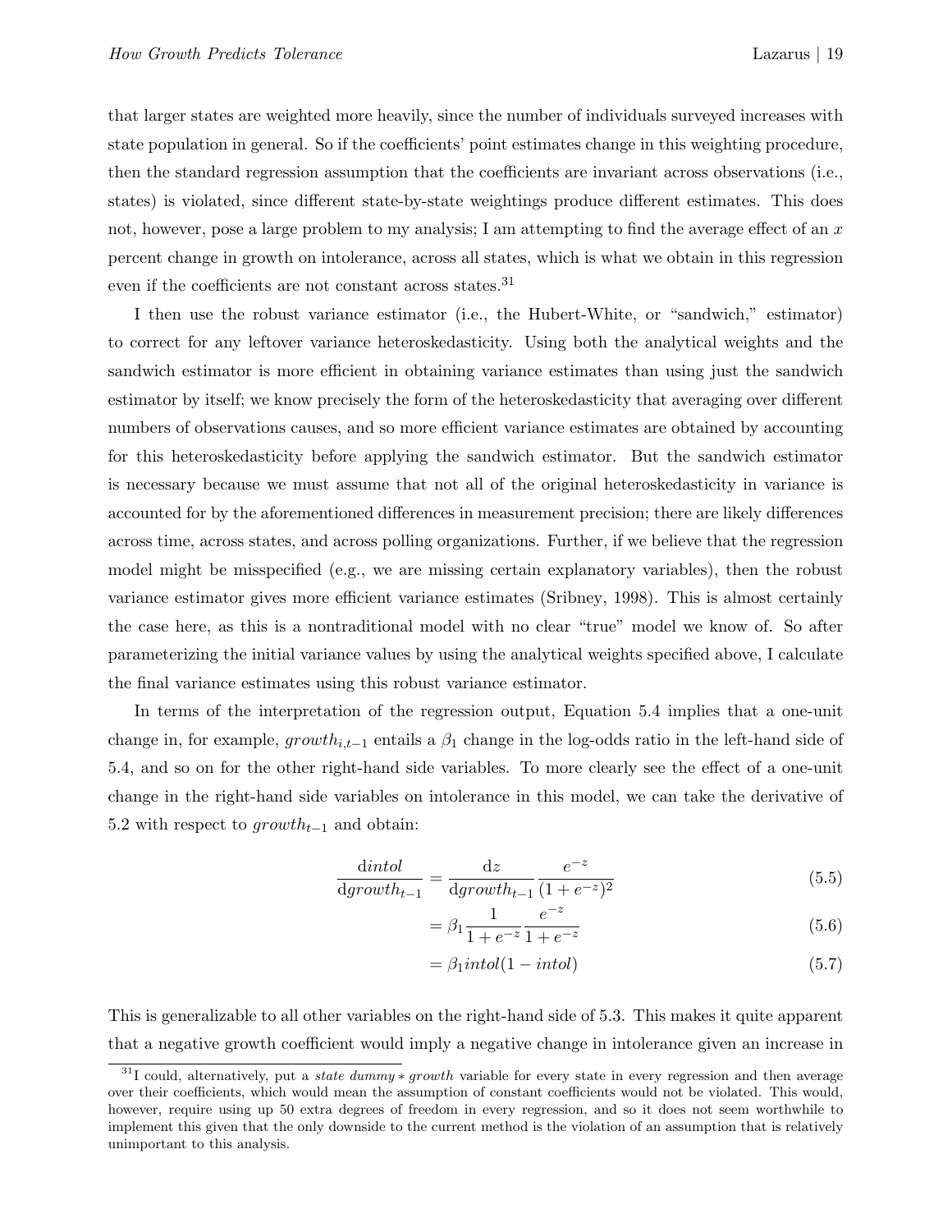that larger states are weighted more heavily, since the number of individuals surveyed increases with state population in general. So if the coefficients' point estimates change in this weighting procedure, then the standard regression assumption that the coefficients are invariant across observations (i.e., states) is violated, since different state-by-state weightings produce different estimates. This does not, however, pose a large problem to my analysis; I am attempting to find the average effect of an $x$ percent change in growth on intolerance, across all states, which is what we obtain in this regression even if the coefficients are not constant across states.[31]

I then use the robust variance estimator (i.e., the Hubert-White, or "sandwich," estimator) to correct for any leftover variance heteroskedasticity. Using both the analytical weights and the sandwich estimator is more efficient in obtaining variance estimates than using just the sandwich estimator by itself; we know precisely the form of the heteroskedasticity that averaging over different numbers of observations causes, and so more efficient variance estimates are obtained by accounting for this heteroskedasticity before applying the sandwich estimator. But the sandwich estimator is necessary because we must assume that not all of the original heteroskedasticity in variance is accounted for by the aforementioned differences in measurement precision; there are likely differences across time, across states, and across polling organizations. Further, if we believe that the regression model might be misspecified (e.g., we are missing certain explanatory variables), then the robust variance estimator gives more efficient variance estimates (Sribney, 1998). This is almost certainly the case here, as this is a nontraditional model with no clear "true" model we know of. So after parameterizing the initial variance values by using the analytical weights specified above, I calculate the final variance estimates using this robust variance estimator.

In terms of the interpretation of the regression output, Equation 5.4 implies that a one-unit change in, for example, $growth_{i,t-1}$ entails a $\beta_1$ change in the log-odds ratio in the left-hand side of 5.4, and so on for the other right-hand side variables. To more clearly see the effect of a one-unit change in the right-hand side variables on intolerance in this model, we can take the derivative of 5.2 with respect to $growth_{t-1}$ and obtain:

$$\frac{\mathrm{d}intol}{\mathrm{d}growth_{t-1}} = \frac{\mathrm{d}z}{\mathrm{d}growth_{t-1}} \frac{e^{-z}}{(1+e^{-z})^2} \tag{5.5}$$

$$= \beta_1 \frac{1}{1+e^{-z}} \frac{e^{-z}}{1+e^{-z}} \tag{5.6}$$

$$= \beta_1 intol(1 - intol) \tag{5.7}$$

This is generalizable to all other variables on the right-hand side of 5.3. This makes it quite apparent that a negative growth coefficient would imply a negative change in intolerance given an increase in

[31] I could, alternatively, put a *state dummy ∗ growth* variable for every state in every regression and then average over their coefficients, which would mean the assumption of constant coefficients would not be violated. This would, however, require using up 50 extra degrees of freedom in every regression, and so it does not seem worthwhile to implement this given that the only downside to the current method is the violation of an assumption that is relatively unimportant to this analysis.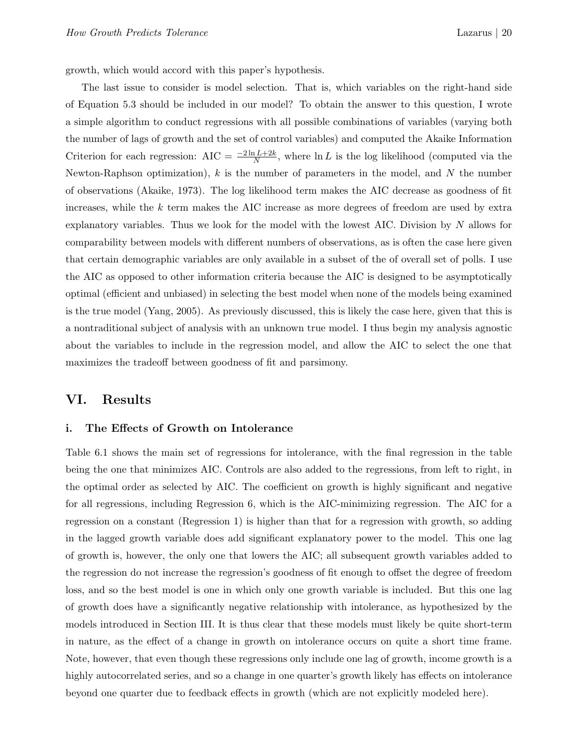growth, which would accord with this paper's hypothesis.

The last issue to consider is model selection. That is, which variables on the right-hand side of Equation 5.3 should be included in our model? To obtain the answer to this question, I wrote a simple algorithm to conduct regressions with all possible combinations of variables (varying both the number of lags of growth and the set of control variables) and computed the Akaike Information Criterion for each regression: $\text{AIC} = \frac{-2\ln L + 2k}{N}$, where $\ln L$ is the log likelihood (computed via the Newton-Raphson optimization), $k$ is the number of parameters in the model, and $N$ the number of observations (Akaike, 1973). The log likelihood term makes the AIC decrease as goodness of fit increases, while the $k$ term makes the AIC increase as more degrees of freedom are used by extra explanatory variables. Thus we look for the model with the lowest AIC. Division by $N$ allows for comparability between models with different numbers of observations, as is often the case here given that certain demographic variables are only available in a subset of the of overall set of polls. I use the AIC as opposed to other information criteria because the AIC is designed to be asymptotically optimal (efficient and unbiased) in selecting the best model when none of the models being examined is the true model (Yang, 2005). As previously discussed, this is likely the case here, given that this is a nontraditional subject of analysis with an unknown true model. I thus begin my analysis agnostic about the variables to include in the regression model, and allow the AIC to select the one that maximizes the tradeoff between goodness of fit and parsimony.

# VI. Results

## i. The Effects of Growth on Intolerance

Table 6.1 shows the main set of regressions for intolerance, with the final regression in the table being the one that minimizes AIC. Controls are also added to the regressions, from left to right, in the optimal order as selected by AIC. The coefficient on growth is highly significant and negative for all regressions, including Regression 6, which is the AIC-minimizing regression. The AIC for a regression on a constant (Regression 1) is higher than that for a regression with growth, so adding in the lagged growth variable does add significant explanatory power to the model. This one lag of growth is, however, the only one that lowers the AIC; all subsequent growth variables added to the regression do not increase the regression's goodness of fit enough to offset the degree of freedom loss, and so the best model is one in which only one growth variable is included. But this one lag of growth does have a significantly negative relationship with intolerance, as hypothesized by the models introduced in Section III. It is thus clear that these models must likely be quite short-term in nature, as the effect of a change in growth on intolerance occurs on quite a short time frame. Note, however, that even though these regressions only include one lag of growth, income growth is a highly autocorrelated series, and so a change in one quarter's growth likely has effects on intolerance beyond one quarter due to feedback effects in growth (which are not explicitly modeled here).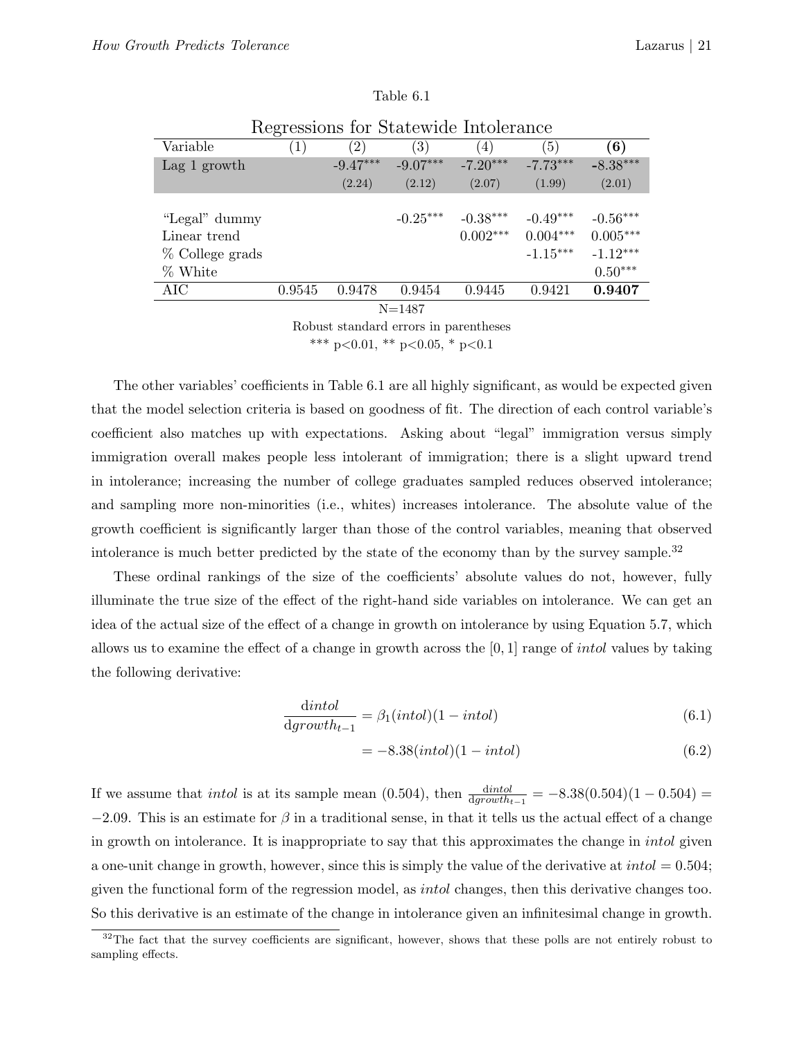Table 6.1

Regressions for Statewide Intolerance

| Variable | (1) | (2) | (3) | (4) | (5) | **(6)** |
|---|---|---|---|---|---|---|
| Lag 1 growth | | -9.47*** | -9.07*** | -7.20*** | -7.73*** | **-8.38*** |
| | | (2.24) | (2.12) | (2.07) | (1.99) | (2.01) |
| "Legal" dummy | | | -0.25*** | -0.38*** | -0.49*** | -0.56*** |
| Linear trend | | | | 0.002*** | 0.004*** | 0.005*** |
| % College grads | | | | | -1.15*** | -1.12*** |
| % White | | | | | | 0.50*** |
| AIC | 0.9545 | 0.9478 | 0.9454 | 0.9445 | 0.9421 | **0.9407** |

N=1487

Robust standard errors in parentheses

*** p<0.01, ** p<0.05, * p<0.1

The other variables' coefficients in Table 6.1 are all highly significant, as would be expected given that the model selection criteria is based on goodness of fit. The direction of each control variable's coefficient also matches up with expectations. Asking about "legal" immigration versus simply immigration overall makes people less intolerant of immigration; there is a slight upward trend in intolerance; increasing the number of college graduates sampled reduces observed intolerance; and sampling more non-minorities (i.e., whites) increases intolerance. The absolute value of the growth coefficient is significantly larger than those of the control variables, meaning that observed intolerance is much better predicted by the state of the economy than by the survey sample.[32]

These ordinal rankings of the size of the coefficients' absolute values do not, however, fully illuminate the true size of the effect of the right-hand side variables on intolerance. We can get an idea of the actual size of the effect of a change in growth on intolerance by using Equation 5.7, which allows us to examine the effect of a change in growth across the $[0, 1]$ range of *intol* values by taking the following derivative:

$$\frac{\mathrm{d}intol}{\mathrm{d}growth_{t-1}} = \beta_1(intol)(1 - intol) \tag{6.1}$$

$$= -8.38(intol)(1 - intol) \tag{6.2}$$

If we assume that *intol* is at its sample mean (0.504), then $\frac{\mathrm{d}intol}{\mathrm{d}growth_{t-1}} = -8.38(0.504)(1 - 0.504) = -2.09$. This is an estimate for $\beta$ in a traditional sense, in that it tells us the actual effect of a change in growth on intolerance. It is inappropriate to say that this approximates the change in *intol* given a one-unit change in growth, however, since this is simply the value of the derivative at $intol = 0.504$; given the functional form of the regression model, as *intol* changes, then this derivative changes too. So this derivative is an estimate of the change in intolerance given an infinitesimal change in growth.

[32] The fact that the survey coefficients are significant, however, shows that these polls are not entirely robust to sampling effects.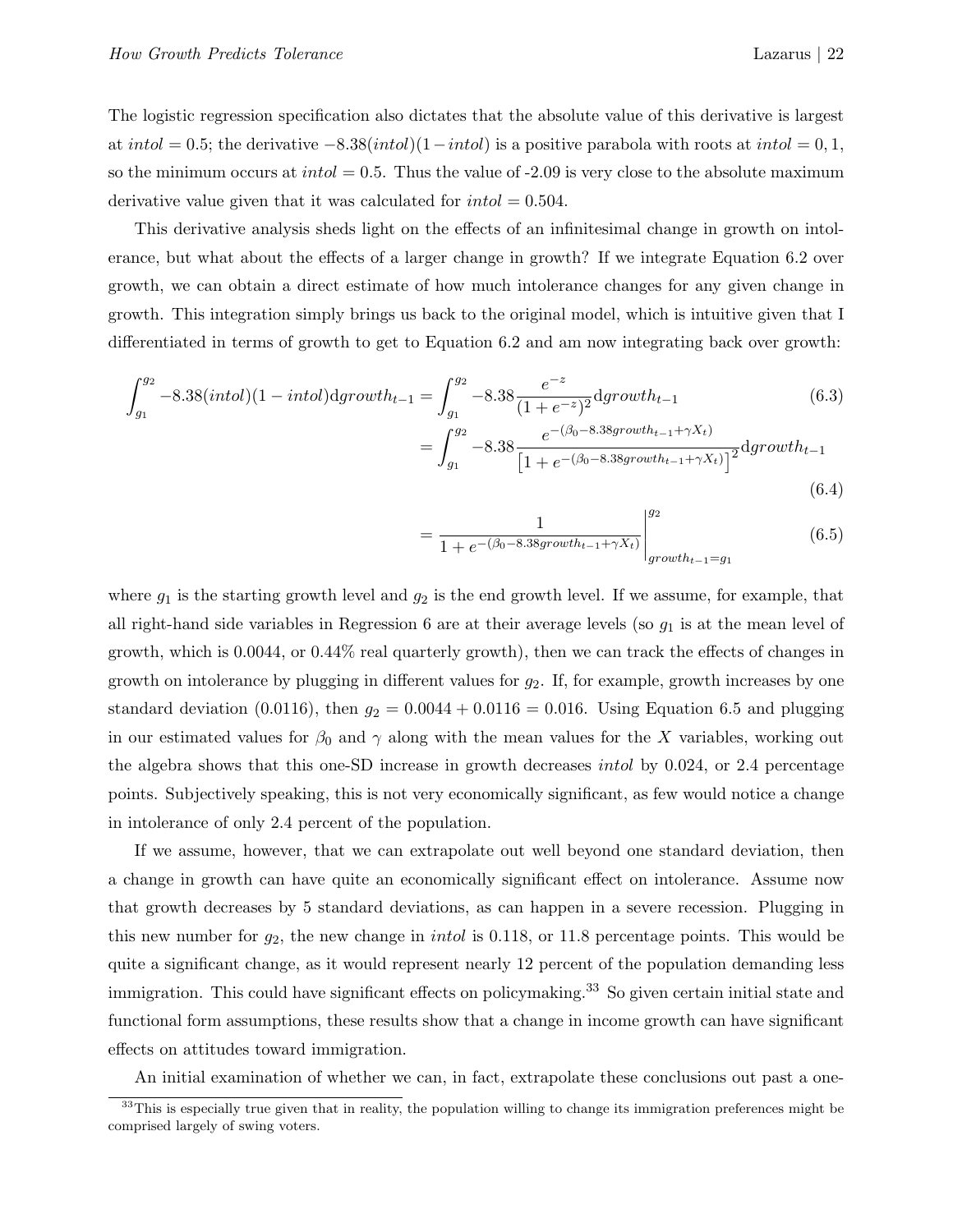The logistic regression specification also dictates that the absolute value of this derivative is largest at $intol = 0.5$; the derivative $-8.38(intol)(1 - intol)$ is a positive parabola with roots at $intol = 0, 1$, so the minimum occurs at $intol = 0.5$. Thus the value of -2.09 is very close to the absolute maximum derivative value given that it was calculated for $intol = 0.504$.

This derivative analysis sheds light on the effects of an infinitesimal change in growth on intolerance, but what about the effects of a larger change in growth? If we integrate Equation 6.2 over growth, we can obtain a direct estimate of how much intolerance changes for any given change in growth. This integration simply brings us back to the original model, which is intuitive given that I differentiated in terms of growth to get to Equation 6.2 and am now integrating back over growth:

$$\int_{g_1}^{g_2} -8.38(intol)(1 - intol)\mathrm{d}growth_{t-1} = \int_{g_1}^{g_2} -8.38\frac{e^{-z}}{(1+e^{-z})^2}\mathrm{d}growth_{t-1} \tag{6.3}$$

$$= \int_{g_1}^{g_2} -8.38\frac{e^{-(\beta_0 - 8.38growth_{t-1} + \gamma X_t)}}{\left[1 + e^{-(\beta_0 - 8.38growth_{t-1} + \gamma X_t)}\right]^2}\mathrm{d}growth_{t-1} \tag{6.4}$$

$$= \left.\frac{1}{1 + e^{-(\beta_0 - 8.38growth_{t-1} + \gamma X_t)}}\right|_{growth_{t-1}=g_1}^{g_2} \tag{6.5}$$

where $g_1$ is the starting growth level and $g_2$ is the end growth level. If we assume, for example, that all right-hand side variables in Regression 6 are at their average levels (so $g_1$ is at the mean level of growth, which is 0.0044, or 0.44% real quarterly growth), then we can track the effects of changes in growth on intolerance by plugging in different values for $g_2$. If, for example, growth increases by one standard deviation (0.0116), then $g_2 = 0.0044 + 0.0116 = 0.016$. Using Equation 6.5 and plugging in our estimated values for $\beta_0$ and $\gamma$ along with the mean values for the $X$ variables, working out the algebra shows that this one-SD increase in growth decreases *intol* by 0.024, or 2.4 percentage points. Subjectively speaking, this is not very economically significant, as few would notice a change in intolerance of only 2.4 percent of the population.

If we assume, however, that we can extrapolate out well beyond one standard deviation, then a change in growth can have quite an economically significant effect on intolerance. Assume now that growth decreases by 5 standard deviations, as can happen in a severe recession. Plugging in this new number for $g_2$, the new change in *intol* is 0.118, or 11.8 percentage points. This would be quite a significant change, as it would represent nearly 12 percent of the population demanding less immigration. This could have significant effects on policymaking.[33] So given certain initial state and functional form assumptions, these results show that a change in income growth can have significant effects on attitudes toward immigration.

An initial examination of whether we can, in fact, extrapolate these conclusions out past a one-

[33] This is especially true given that in reality, the population willing to change its immigration preferences might be comprised largely of swing voters.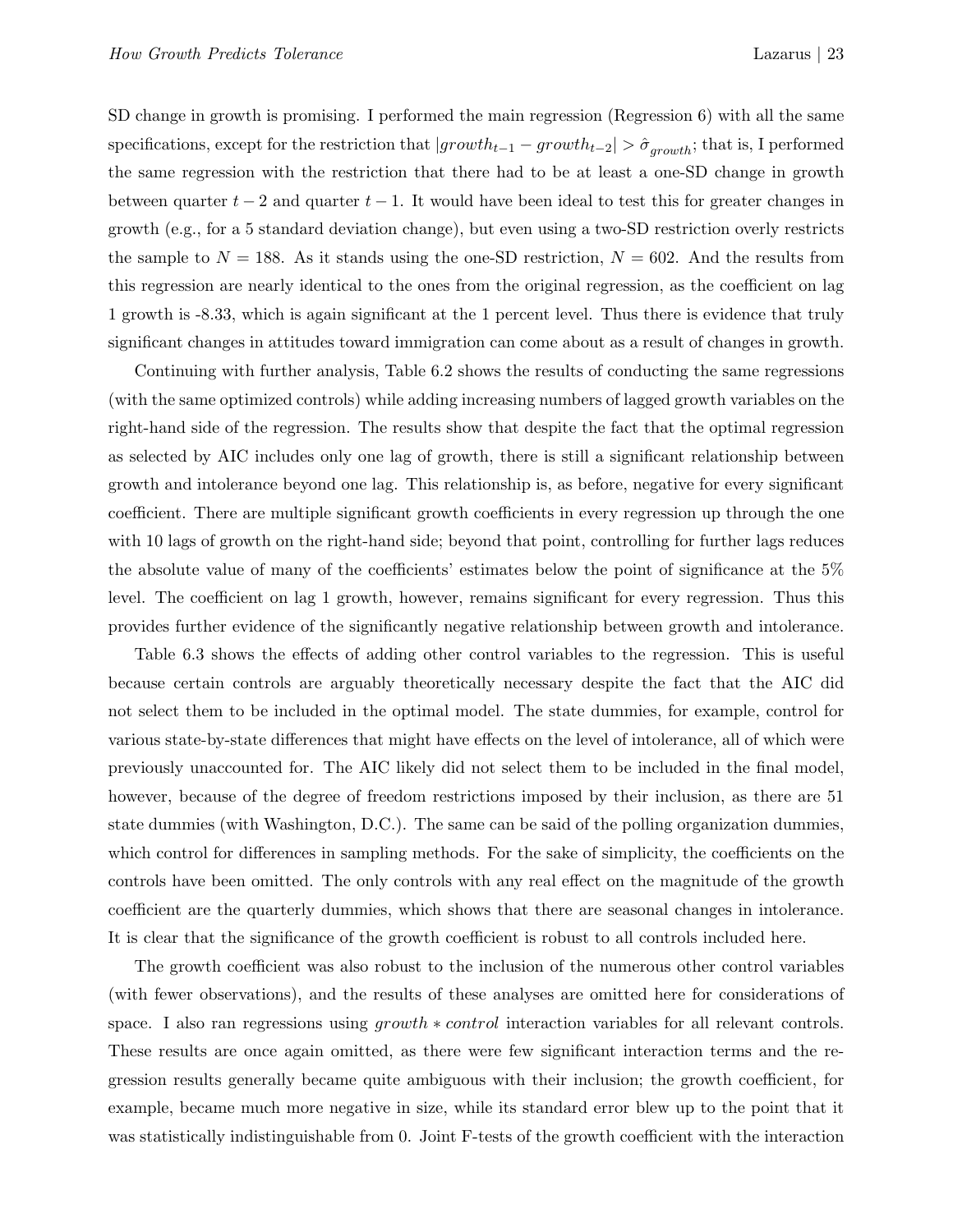SD change in growth is promising. I performed the main regression (Regression 6) with all the same specifications, except for the restriction that $|growth_{t-1} - growth_{t-2}| > \hat{\sigma}_{growth}$; that is, I performed the same regression with the restriction that there had to be at least a one-SD change in growth between quarter $t-2$ and quarter $t-1$. It would have been ideal to test this for greater changes in growth (e.g., for a 5 standard deviation change), but even using a two-SD restriction overly restricts the sample to $N = 188$. As it stands using the one-SD restriction, $N = 602$. And the results from this regression are nearly identical to the ones from the original regression, as the coefficient on lag 1 growth is -8.33, which is again significant at the 1 percent level. Thus there is evidence that truly significant changes in attitudes toward immigration can come about as a result of changes in growth.

Continuing with further analysis, Table 6.2 shows the results of conducting the same regressions (with the same optimized controls) while adding increasing numbers of lagged growth variables on the right-hand side of the regression. The results show that despite the fact that the optimal regression as selected by AIC includes only one lag of growth, there is still a significant relationship between growth and intolerance beyond one lag. This relationship is, as before, negative for every significant coefficient. There are multiple significant growth coefficients in every regression up through the one with 10 lags of growth on the right-hand side; beyond that point, controlling for further lags reduces the absolute value of many of the coefficients' estimates below the point of significance at the 5% level. The coefficient on lag 1 growth, however, remains significant for every regression. Thus this provides further evidence of the significantly negative relationship between growth and intolerance.

Table 6.3 shows the effects of adding other control variables to the regression. This is useful because certain controls are arguably theoretically necessary despite the fact that the AIC did not select them to be included in the optimal model. The state dummies, for example, control for various state-by-state differences that might have effects on the level of intolerance, all of which were previously unaccounted for. The AIC likely did not select them to be included in the final model, however, because of the degree of freedom restrictions imposed by their inclusion, as there are 51 state dummies (with Washington, D.C.). The same can be said of the polling organization dummies, which control for differences in sampling methods. For the sake of simplicity, the coefficients on the controls have been omitted. The only controls with any real effect on the magnitude of the growth coefficient are the quarterly dummies, which shows that there are seasonal changes in intolerance. It is clear that the significance of the growth coefficient is robust to all controls included here.

The growth coefficient was also robust to the inclusion of the numerous other control variables (with fewer observations), and the results of these analyses are omitted here for considerations of space. I also ran regressions using $growth * control$ interaction variables for all relevant controls. These results are once again omitted, as there were few significant interaction terms and the regression results generally became quite ambiguous with their inclusion; the growth coefficient, for example, became much more negative in size, while its standard error blew up to the point that it was statistically indistinguishable from 0. Joint F-tests of the growth coefficient with the interaction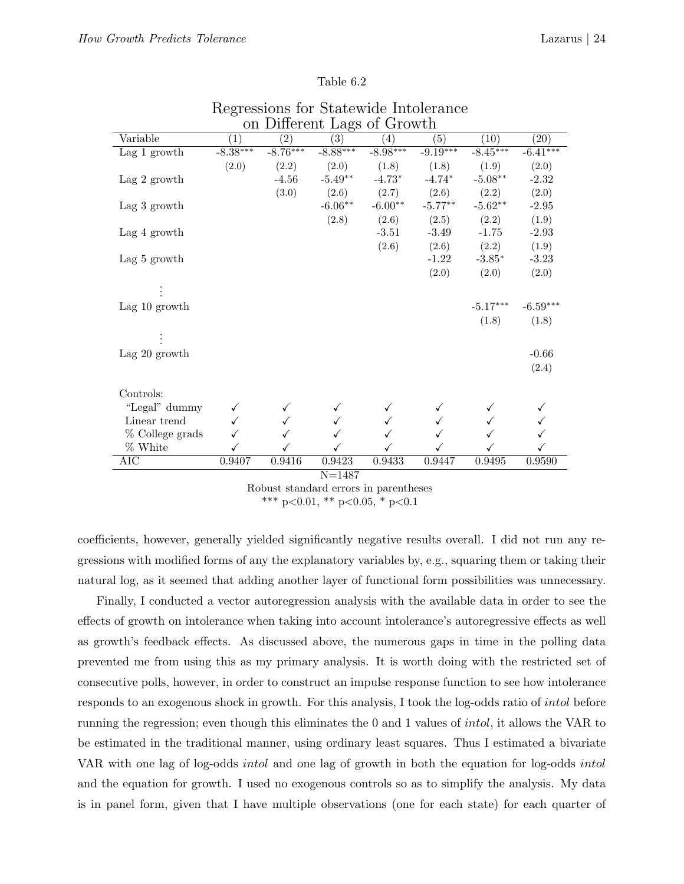Table 6.2

Regressions for Statewide Intolerance on Different Lags of Growth

| Variable | (1) | (2) | (3) | (4) | (5) | (10) | (20) |
|---|---|---|---|---|---|---|---|
| Lag 1 growth | -8.38*** | -8.76*** | -8.88*** | -8.98*** | -9.19*** | -8.45*** | -6.41*** |
| | (2.0) | (2.2) | (2.0) | (1.8) | (1.8) | (1.9) | (2.0) |
| Lag 2 growth | | -4.56 | -5.49** | -4.73* | -4.74* | -5.08** | -2.32 |
| | | (3.0) | (2.6) | (2.7) | (2.6) | (2.2) | (2.0) |
| Lag 3 growth | | | -6.06** | -6.00** | -5.77** | -5.62** | -2.95 |
| | | | (2.8) | (2.6) | (2.5) | (2.2) | (1.9) |
| Lag 4 growth | | | | -3.51 | -3.49 | -1.75 | -2.93 |
| | | | | (2.6) | (2.6) | (2.2) | (1.9) |
| Lag 5 growth | | | | | -1.22 | -3.85* | -3.23 |
| | | | | | (2.0) | (2.0) | (2.0) |
| ⋮ | | | | | | | |
| Lag 10 growth | | | | | | -5.17*** | -6.59*** |
| | | | | | | (1.8) | (1.8) |
| ⋮ | | | | | | | |
| Lag 20 growth | | | | | | | -0.66 |
| | | | | | | | (2.4) |
| Controls: | | | | | | | |
| "Legal" dummy | ✓ | ✓ | ✓ | ✓ | ✓ | ✓ | ✓ |
| Linear trend | ✓ | ✓ | ✓ | ✓ | ✓ | ✓ | ✓ |
| % College grads | ✓ | ✓ | ✓ | ✓ | ✓ | ✓ | ✓ |
| % White | ✓ | ✓ | ✓ | ✓ | ✓ | ✓ | ✓ |
| AIC | 0.9407 | 0.9416 | 0.9423 | 0.9433 | 0.9447 | 0.9495 | 0.9590 |

N=1487

Robust standard errors in parentheses

*** p<0.01, ** p<0.05, * p<0.1

coefficients, however, generally yielded significantly negative results overall. I did not run any regressions with modified forms of any the explanatory variables by, e.g., squaring them or taking their natural log, as it seemed that adding another layer of functional form possibilities was unnecessary.

Finally, I conducted a vector autoregression analysis with the available data in order to see the effects of growth on intolerance when taking into account intolerance's autoregressive effects as well as growth's feedback effects. As discussed above, the numerous gaps in time in the polling data prevented me from using this as my primary analysis. It is worth doing with the restricted set of consecutive polls, however, in order to construct an impulse response function to see how intolerance responds to an exogenous shock in growth. For this analysis, I took the log-odds ratio of *intol* before running the regression; even though this eliminates the 0 and 1 values of *intol*, it allows the VAR to be estimated in the traditional manner, using ordinary least squares. Thus I estimated a bivariate VAR with one lag of log-odds *intol* and one lag of growth in both the equation for log-odds *intol* and the equation for growth. I used no exogenous controls so as to simplify the analysis. My data is in panel form, given that I have multiple observations (one for each state) for each quarter of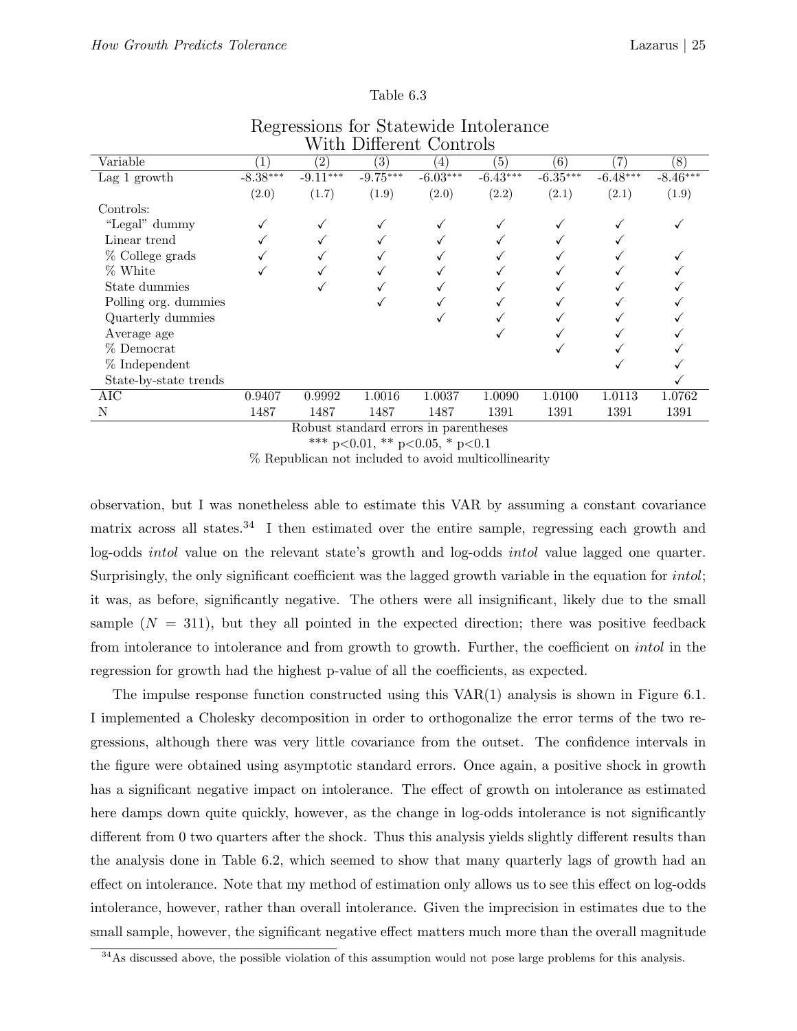Table 6.3

Regressions for Statewide Intolerance With Different Controls

| Variable | (1) | (2) | (3) | (4) | (5) | (6) | (7) | (8) |
|---|---|---|---|---|---|---|---|---|
| Lag 1 growth | -8.38*** | -9.11*** | -9.75*** | -6.03*** | -6.43*** | -6.35*** | -6.48*** | -8.46*** |
| | (2.0) | (1.7) | (1.9) | (2.0) | (2.2) | (2.1) | (2.1) | (1.9) |
| Controls: | | | | | | | | |
| "Legal" dummy | ✓ | ✓ | ✓ | ✓ | ✓ | ✓ | ✓ | ✓ |
| Linear trend | ✓ | ✓ | ✓ | ✓ | ✓ | ✓ | ✓ | |
| % College grads | ✓ | ✓ | ✓ | ✓ | ✓ | ✓ | ✓ | ✓ |
| % White | ✓ | ✓ | ✓ | ✓ | ✓ | ✓ | ✓ | ✓ |
| State dummies | | ✓ | ✓ | ✓ | ✓ | ✓ | ✓ | ✓ |
| Polling org. dummies | | | ✓ | ✓ | ✓ | ✓ | ✓ | ✓ |
| Quarterly dummies | | | | ✓ | ✓ | ✓ | ✓ | ✓ |
| Average age | | | | | ✓ | ✓ | ✓ | ✓ |
| % Democrat | | | | | | ✓ | ✓ | ✓ |
| % Independent | | | | | | | ✓ | ✓ |
| State-by-state trends | | | | | | | | ✓ |
| AIC | 0.9407 | 0.9992 | 1.0016 | 1.0037 | 1.0090 | 1.0100 | 1.0113 | 1.0762 |
| N | 1487 | 1487 | 1487 | 1487 | 1391 | 1391 | 1391 | 1391 |

Robust standard errors in parentheses

*** p<0.01, ** p<0.05, * p<0.1

% Republican not included to avoid multicollinearity

observation, but I was nonetheless able to estimate this VAR by assuming a constant covariance matrix across all states.[34] I then estimated over the entire sample, regressing each growth and log-odds *intol* value on the relevant state's growth and log-odds *intol* value lagged one quarter. Surprisingly, the only significant coefficient was the lagged growth variable in the equation for *intol*; it was, as before, significantly negative. The others were all insignificant, likely due to the small sample ($N = 311$), but they all pointed in the expected direction; there was positive feedback from intolerance to intolerance and from growth to growth. Further, the coefficient on *intol* in the regression for growth had the highest p-value of all the coefficients, as expected.

The impulse response function constructed using this VAR(1) analysis is shown in Figure 6.1. I implemented a Cholesky decomposition in order to orthogonalize the error terms of the two regressions, although there was very little covariance from the outset. The confidence intervals in the figure were obtained using asymptotic standard errors. Once again, a positive shock in growth has a significant negative impact on intolerance. The effect of growth on intolerance as estimated here damps down quite quickly, however, as the change in log-odds intolerance is not significantly different from 0 two quarters after the shock. Thus this analysis yields slightly different results than the analysis done in Table 6.2, which seemed to show that many quarterly lags of growth had an effect on intolerance. Note that my method of estimation only allows us to see this effect on log-odds intolerance, however, rather than overall intolerance. Given the imprecision in estimates due to the small sample, however, the significant negative effect matters much more than the overall magnitude

[34] As discussed above, the possible violation of this assumption would not pose large problems for this analysis.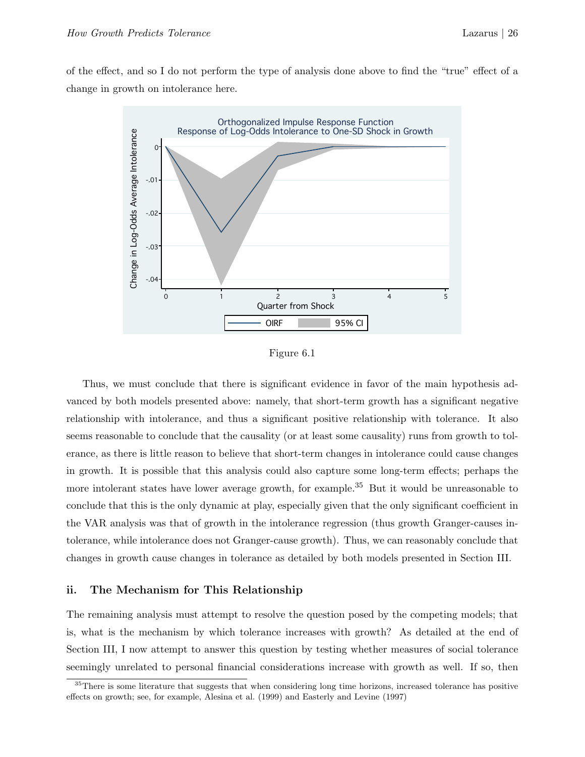of the effect, and so I do not perform the type of analysis done above to find the "true" effect of a change in growth on intolerance here.

Figure 6.1

Thus, we must conclude that there is significant evidence in favor of the main hypothesis advanced by both models presented above: namely, that short-term growth has a significant negative relationship with intolerance, and thus a significant positive relationship with tolerance. It also seems reasonable to conclude that the causality (or at least some causality) runs from growth to tolerance, as there is little reason to believe that short-term changes in intolerance could cause changes in growth. It is possible that this analysis could also capture some long-term effects; perhaps the more intolerant states have lower average growth, for example.[35] But it would be unreasonable to conclude that this is the only dynamic at play, especially given that the only significant coefficient in the VAR analysis was that of growth in the intolerance regression (thus growth Granger-causes intolerance, while intolerance does not Granger-cause growth). Thus, we can reasonably conclude that changes in growth cause changes in tolerance as detailed by both models presented in Section III.

### ii. The Mechanism for This Relationship

The remaining analysis must attempt to resolve the question posed by the competing models; that is, what is the mechanism by which tolerance increases with growth? As detailed at the end of Section III, I now attempt to answer this question by testing whether measures of social tolerance seemingly unrelated to personal financial considerations increase with growth as well. If so, then

[35] There is some literature that suggests that when considering long time horizons, increased tolerance has positive effects on growth; see, for example, Alesina et al. (1999) and Easterly and Levine (1997)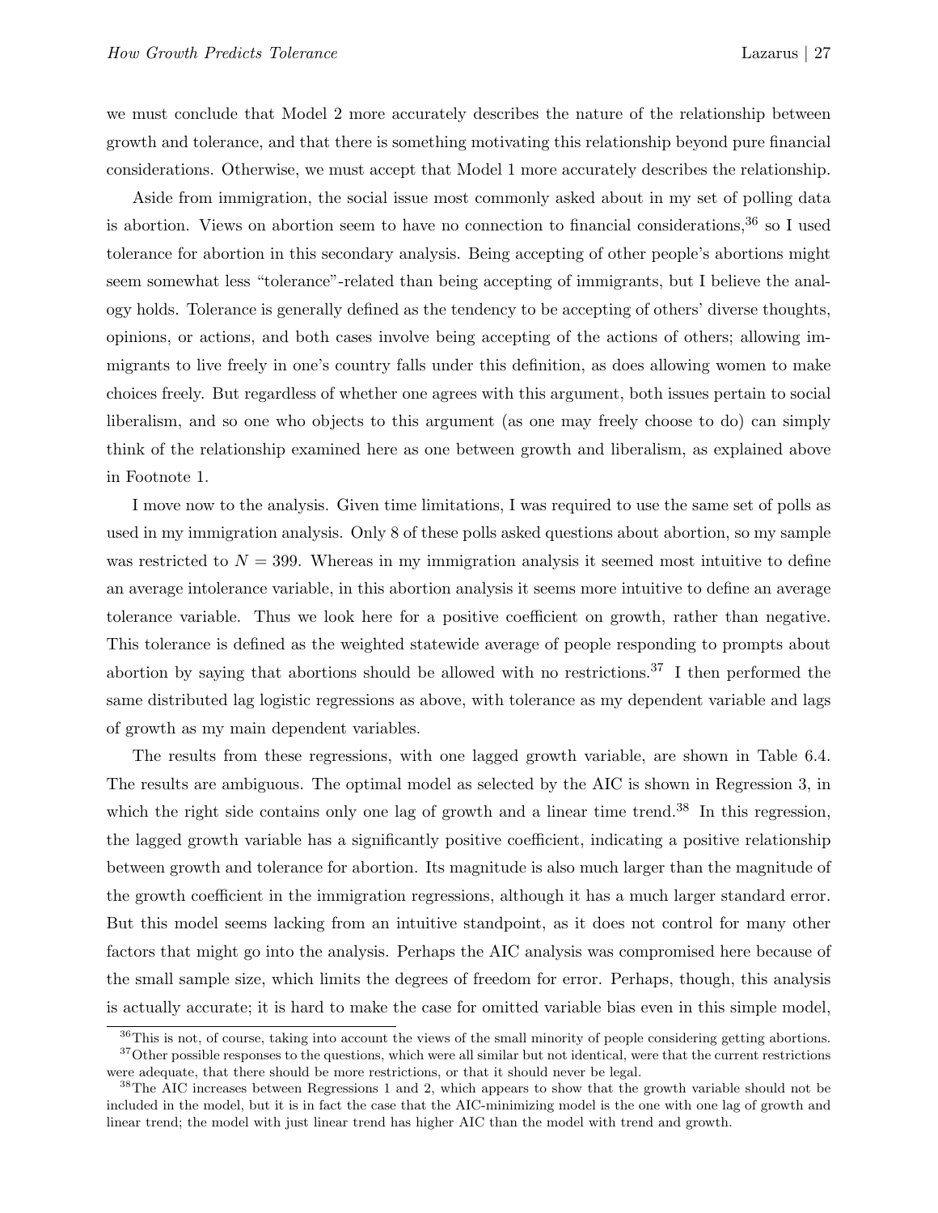we must conclude that Model 2 more accurately describes the nature of the relationship between growth and tolerance, and that there is something motivating this relationship beyond pure financial considerations. Otherwise, we must accept that Model 1 more accurately describes the relationship.

Aside from immigration, the social issue most commonly asked about in my set of polling data is abortion. Views on abortion seem to have no connection to financial considerations,[36] so I used tolerance for abortion in this secondary analysis. Being accepting of other people's abortions might seem somewhat less "tolerance"-related than being accepting of immigrants, but I believe the analogy holds. Tolerance is generally defined as the tendency to be accepting of others' diverse thoughts, opinions, or actions, and both cases involve being accepting of the actions of others; allowing immigrants to live freely in one's country falls under this definition, as does allowing women to make choices freely. But regardless of whether one agrees with this argument, both issues pertain to social liberalism, and so one who objects to this argument (as one may freely choose to do) can simply think of the relationship examined here as one between growth and liberalism, as explained above in Footnote 1.

I move now to the analysis. Given time limitations, I was required to use the same set of polls as used in my immigration analysis. Only 8 of these polls asked questions about abortion, so my sample was restricted to $N = 399$. Whereas in my immigration analysis it seemed most intuitive to define an average intolerance variable, in this abortion analysis it seems more intuitive to define an average tolerance variable. Thus we look here for a positive coefficient on growth, rather than negative. This tolerance is defined as the weighted statewide average of people responding to prompts about abortion by saying that abortions should be allowed with no restrictions.[37] I then performed the same distributed lag logistic regressions as above, with tolerance as my dependent variable and lags of growth as my main dependent variables.

The results from these regressions, with one lagged growth variable, are shown in Table 6.4. The results are ambiguous. The optimal model as selected by the AIC is shown in Regression 3, in which the right side contains only one lag of growth and a linear time trend.[38] In this regression, the lagged growth variable has a significantly positive coefficient, indicating a positive relationship between growth and tolerance for abortion. Its magnitude is also much larger than the magnitude of the growth coefficient in the immigration regressions, although it has a much larger standard error. But this model seems lacking from an intuitive standpoint, as it does not control for many other factors that might go into the analysis. Perhaps the AIC analysis was compromised here because of the small sample size, which limits the degrees of freedom for error. Perhaps, though, this analysis is actually accurate; it is hard to make the case for omitted variable bias even in this simple model,

[36] This is not, of course, taking into account the views of the small minority of people considering getting abortions.

[37] Other possible responses to the questions, which were all similar but not identical, were that the current restrictions were adequate, that there should be more restrictions, or that it should never be legal.

[38] The AIC increases between Regressions 1 and 2, which appears to show that the growth variable should not be included in the model, but it is in fact the case that the AIC-minimizing model is the one with one lag of growth and linear trend; the model with just linear trend has higher AIC than the model with trend and growth.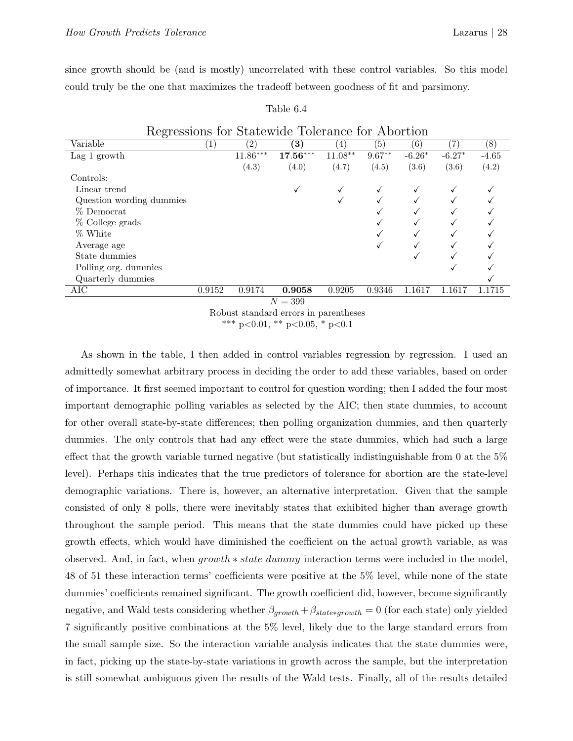since growth should be (and is mostly) uncorrelated with these control variables. So this model could truly be the one that maximizes the tradeoff between goodness of fit and parsimony.

Table 6.4

Regressions for Statewide Tolerance for Abortion

| Variable | (1) | (2) | **(3)** | (4) | (5) | (6) | (7) | (8) |
|---|---|---|---|---|---|---|---|---|
| Lag 1 growth | | $11.86^{***}$ | $\mathbf{17.56}^{***}$ | $11.08^{**}$ | $9.67^{**}$ | $-6.26^{*}$ | $-6.27^{*}$ | -4.65 |
| | | (4.3) | (4.0) | (4.7) | (4.5) | (3.6) | (3.6) | (4.2) |
| Controls: | | | | | | | | |
| Linear trend | | | ✓ | ✓ | ✓ | ✓ | ✓ | ✓ |
| Question wording dummies | | | | ✓ | ✓ | ✓ | ✓ | ✓ |
| % Democrat | | | | | ✓ | ✓ | ✓ | ✓ |
| % College grads | | | | | ✓ | ✓ | ✓ | ✓ |
| % White | | | | | ✓ | ✓ | ✓ | ✓ |
| Average age | | | | | ✓ | ✓ | ✓ | ✓ |
| State dummies | | | | | | ✓ | ✓ | ✓ |
| Polling org. dummies | | | | | | | ✓ | ✓ |
| Quarterly dummies | | | | | | | | ✓ |
| AIC | 0.9152 | 0.9174 | **0.9058** | 0.9205 | 0.9346 | 1.1617 | 1.1617 | 1.1715 |

$N = 399$

Robust standard errors in parentheses

*** p<0.01, ** p<0.05, * p<0.1

As shown in the table, I then added in control variables regression by regression. I used an admittedly somewhat arbitrary process in deciding the order to add these variables, based on order of importance. It first seemed important to control for question wording; then I added the four most important demographic polling variables as selected by the AIC; then state dummies, to account for other overall state-by-state differences; then polling organization dummies, and then quarterly dummies. The only controls that had any effect were the state dummies, which had such a large effect that the growth variable turned negative (but statistically indistinguishable from 0 at the 5% level). Perhaps this indicates that the true predictors of tolerance for abortion are the state-level demographic variations. There is, however, an alternative interpretation. Given that the sample consisted of only 8 polls, there were inevitably states that exhibited higher than average growth throughout the sample period. This means that the state dummies could have picked up these growth effects, which would have diminished the coefficient on the actual growth variable, as was observed. And, in fact, when *growth ∗ state dummy* interaction terms were included in the model, 48 of 51 these interaction terms' coefficients were positive at the 5% level, while none of the state dummies' coefficients remained significant. The growth coefficient did, however, become significantly negative, and Wald tests considering whether $\beta_{growth} + \beta_{state*growth} = 0$ (for each state) only yielded 7 significantly positive combinations at the 5% level, likely due to the large standard errors from the small sample size. So the interaction variable analysis indicates that the state dummies were, in fact, picking up the state-by-state variations in growth across the sample, but the interpretation is still somewhat ambiguous given the results of the Wald tests. Finally, all of the results detailed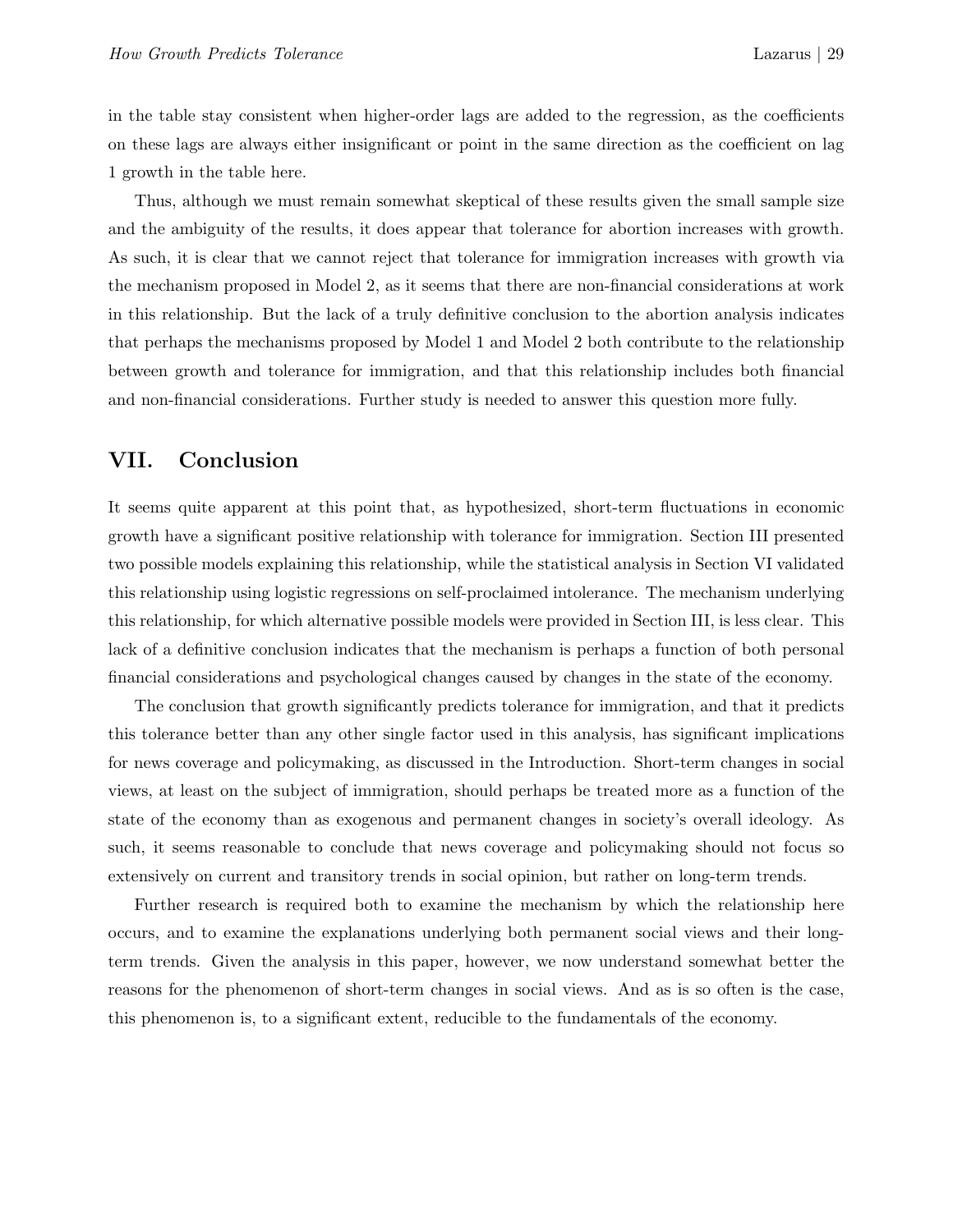in the table stay consistent when higher-order lags are added to the regression, as the coefficients on these lags are always either insignificant or point in the same direction as the coefficient on lag 1 growth in the table here.

Thus, although we must remain somewhat skeptical of these results given the small sample size and the ambiguity of the results, it does appear that tolerance for abortion increases with growth. As such, it is clear that we cannot reject that tolerance for immigration increases with growth via the mechanism proposed in Model 2, as it seems that there are non-financial considerations at work in this relationship. But the lack of a truly definitive conclusion to the abortion analysis indicates that perhaps the mechanisms proposed by Model 1 and Model 2 both contribute to the relationship between growth and tolerance for immigration, and that this relationship includes both financial and non-financial considerations. Further study is needed to answer this question more fully.

## VII. Conclusion

It seems quite apparent at this point that, as hypothesized, short-term fluctuations in economic growth have a significant positive relationship with tolerance for immigration. Section III presented two possible models explaining this relationship, while the statistical analysis in Section VI validated this relationship using logistic regressions on self-proclaimed intolerance. The mechanism underlying this relationship, for which alternative possible models were provided in Section III, is less clear. This lack of a definitive conclusion indicates that the mechanism is perhaps a function of both personal financial considerations and psychological changes caused by changes in the state of the economy.

The conclusion that growth significantly predicts tolerance for immigration, and that it predicts this tolerance better than any other single factor used in this analysis, has significant implications for news coverage and policymaking, as discussed in the Introduction. Short-term changes in social views, at least on the subject of immigration, should perhaps be treated more as a function of the state of the economy than as exogenous and permanent changes in society's overall ideology. As such, it seems reasonable to conclude that news coverage and policymaking should not focus so extensively on current and transitory trends in social opinion, but rather on long-term trends.

Further research is required both to examine the mechanism by which the relationship here occurs, and to examine the explanations underlying both permanent social views and their long-term trends. Given the analysis in this paper, however, we now understand somewhat better the reasons for the phenomenon of short-term changes in social views. And as is so often is the case, this phenomenon is, to a significant extent, reducible to the fundamentals of the economy.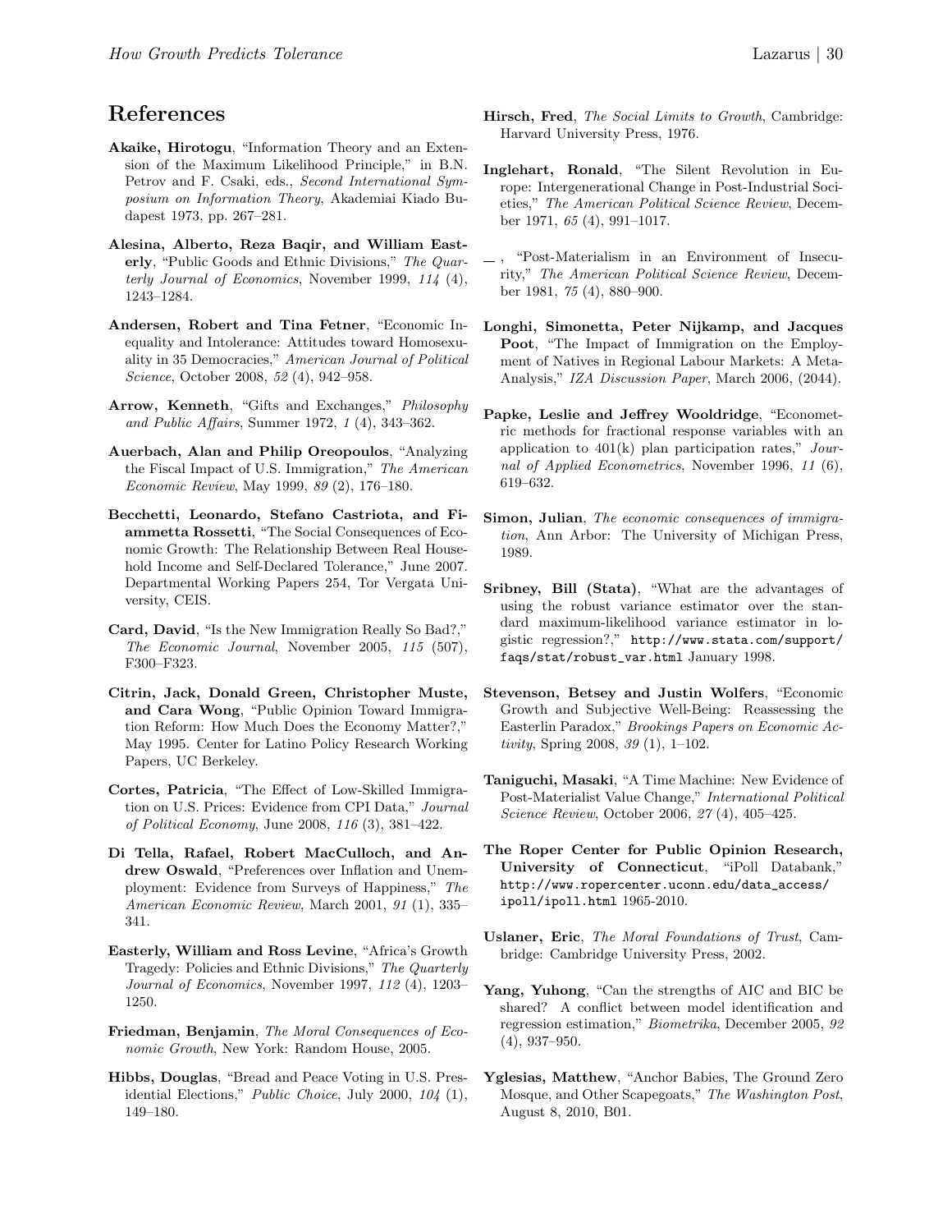# References

**Akaike, Hirotogu**, "Information Theory and an Extension of the Maximum Likelihood Principle," in B.N. Petrov and F. Csaki, eds., *Second International Symposium on Information Theory*, Akademiai Kiado Budapest 1973, pp. 267–281.

**Alesina, Alberto, Reza Baqir, and William Easterly**, "Public Goods and Ethnic Divisions," *The Quarterly Journal of Economics*, November 1999, *114* (4), 1243–1284.

**Andersen, Robert and Tina Fetner**, "Economic Inequality and Intolerance: Attitudes toward Homosexuality in 35 Democracies," *American Journal of Political Science*, October 2008, *52* (4), 942–958.

**Arrow, Kenneth**, "Gifts and Exchanges," *Philosophy and Public Affairs*, Summer 1972, *1* (4), 343–362.

**Auerbach, Alan and Philip Oreopoulos**, "Analyzing the Fiscal Impact of U.S. Immigration," *The American Economic Review*, May 1999, *89* (2), 176–180.

**Becchetti, Leonardo, Stefano Castriota, and Fiammetta Rossetti**, "The Social Consequences of Economic Growth: The Relationship Between Real Household Income and Self-Declared Tolerance," June 2007. Departmental Working Papers 254, Tor Vergata University, CEIS.

**Card, David**, "Is the New Immigration Really So Bad?," *The Economic Journal*, November 2005, *115* (507), F300–F323.

**Citrin, Jack, Donald Green, Christopher Muste, and Cara Wong**, "Public Opinion Toward Immigration Reform: How Much Does the Economy Matter?," May 1995. Center for Latino Policy Research Working Papers, UC Berkeley.

**Cortes, Patricia**, "The Effect of Low-Skilled Immigration on U.S. Prices: Evidence from CPI Data," *Journal of Political Economy*, June 2008, *116* (3), 381–422.

**Di Tella, Rafael, Robert MacCulloch, and Andrew Oswald**, "Preferences over Inflation and Unemployment: Evidence from Surveys of Happiness," *The American Economic Review*, March 2001, *91* (1), 335–341.

**Easterly, William and Ross Levine**, "Africa's Growth Tragedy: Policies and Ethnic Divisions," *The Quarterly Journal of Economics*, November 1997, *112* (4), 1203–1250.

**Friedman, Benjamin**, *The Moral Consequences of Economic Growth*, New York: Random House, 2005.

**Hibbs, Douglas**, "Bread and Peace Voting in U.S. Presidential Elections," *Public Choice*, July 2000, *104* (1), 149–180.

**Hirsch, Fred**, *The Social Limits to Growth*, Cambridge: Harvard University Press, 1976.

**Inglehart, Ronald**, "The Silent Revolution in Europe: Intergenerational Change in Post-Industrial Societies," *The American Political Science Review*, December 1971, *65* (4), 991–1017.

— , "Post-Materialism in an Environment of Insecurity," *The American Political Science Review*, December 1981, *75* (4), 880–900.

**Longhi, Simonetta, Peter Nijkamp, and Jacques Poot**, "The Impact of Immigration on the Employment of Natives in Regional Labour Markets: A Meta-Analysis," *IZA Discussion Paper*, March 2006, (2044).

**Papke, Leslie and Jeffrey Wooldridge**, "Econometric methods for fractional response variables with an application to 401(k) plan participation rates," *Journal of Applied Econometrics*, November 1996, *11* (6), 619–632.

**Simon, Julian**, *The economic consequences of immigration*, Ann Arbor: The University of Michigan Press, 1989.

**Sribney, Bill (Stata)**, "What are the advantages of using the robust variance estimator over the standard maximum-likelihood variance estimator in logistic regression?," `http://www.stata.com/support/faqs/stat/robust_var.html` January 1998.

**Stevenson, Betsey and Justin Wolfers**, "Economic Growth and Subjective Well-Being: Reassessing the Easterlin Paradox," *Brookings Papers on Economic Activity*, Spring 2008, *39* (1), 1–102.

**Taniguchi, Masaki**, "A Time Machine: New Evidence of Post-Materialist Value Change," *International Political Science Review*, October 2006, *27* (4), 405–425.

**The Roper Center for Public Opinion Research, University of Connecticut**, "iPoll Databank," `http://www.ropercenter.uconn.edu/data_access/ipoll/ipoll.html` 1965-2010.

**Uslaner, Eric**, *The Moral Foundations of Trust*, Cambridge: Cambridge University Press, 2002.

**Yang, Yuhong**, "Can the strengths of AIC and BIC be shared? A conflict between model identification and regression estimation," *Biometrika*, December 2005, *92* (4), 937–950.

**Yglesias, Matthew**, "Anchor Babies, The Ground Zero Mosque, and Other Scapegoats," *The Washington Post*, August 8, 2010, B01.